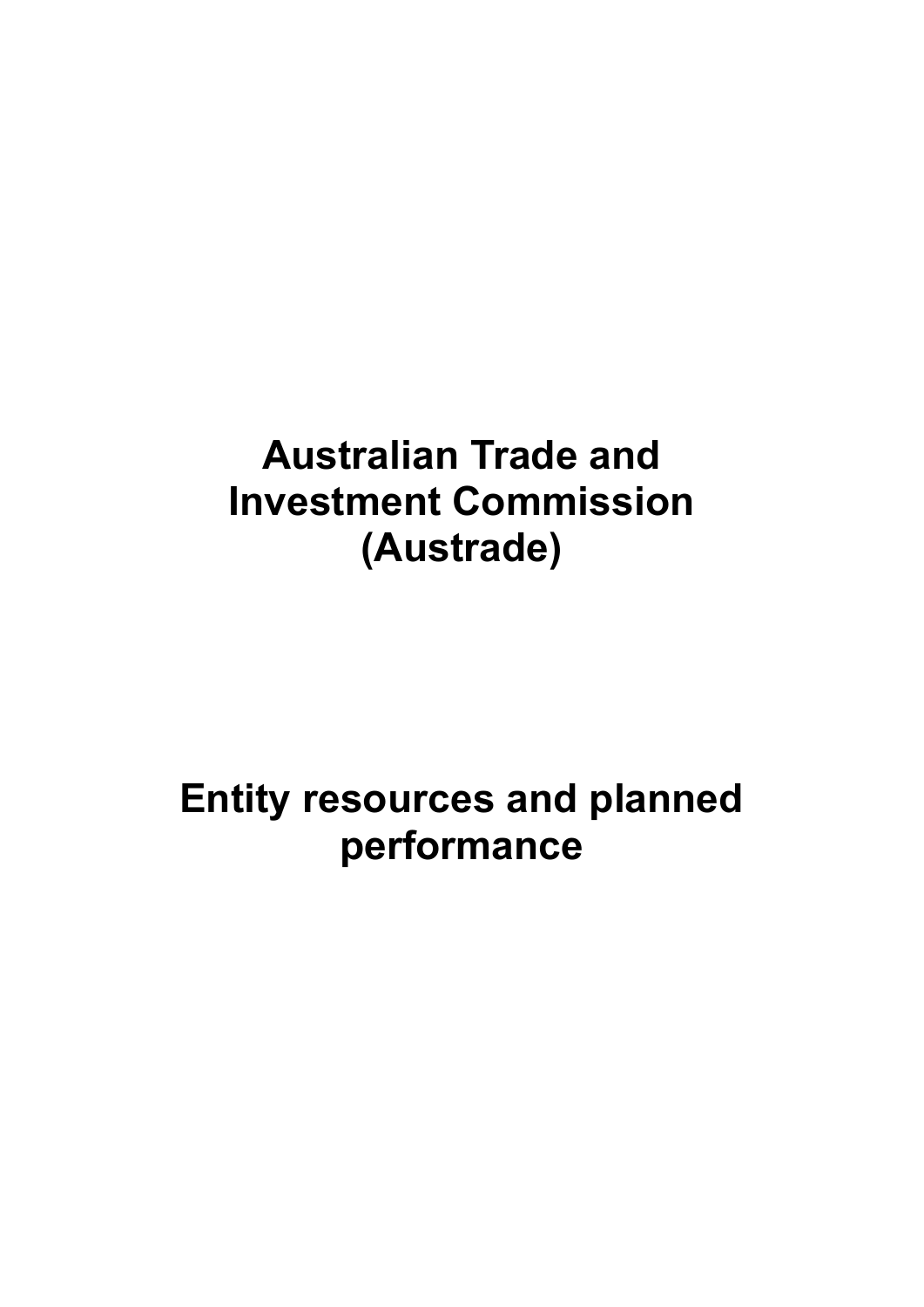# Australian Trade and Investment Commission (Austrade)

# Entity resources and planned performance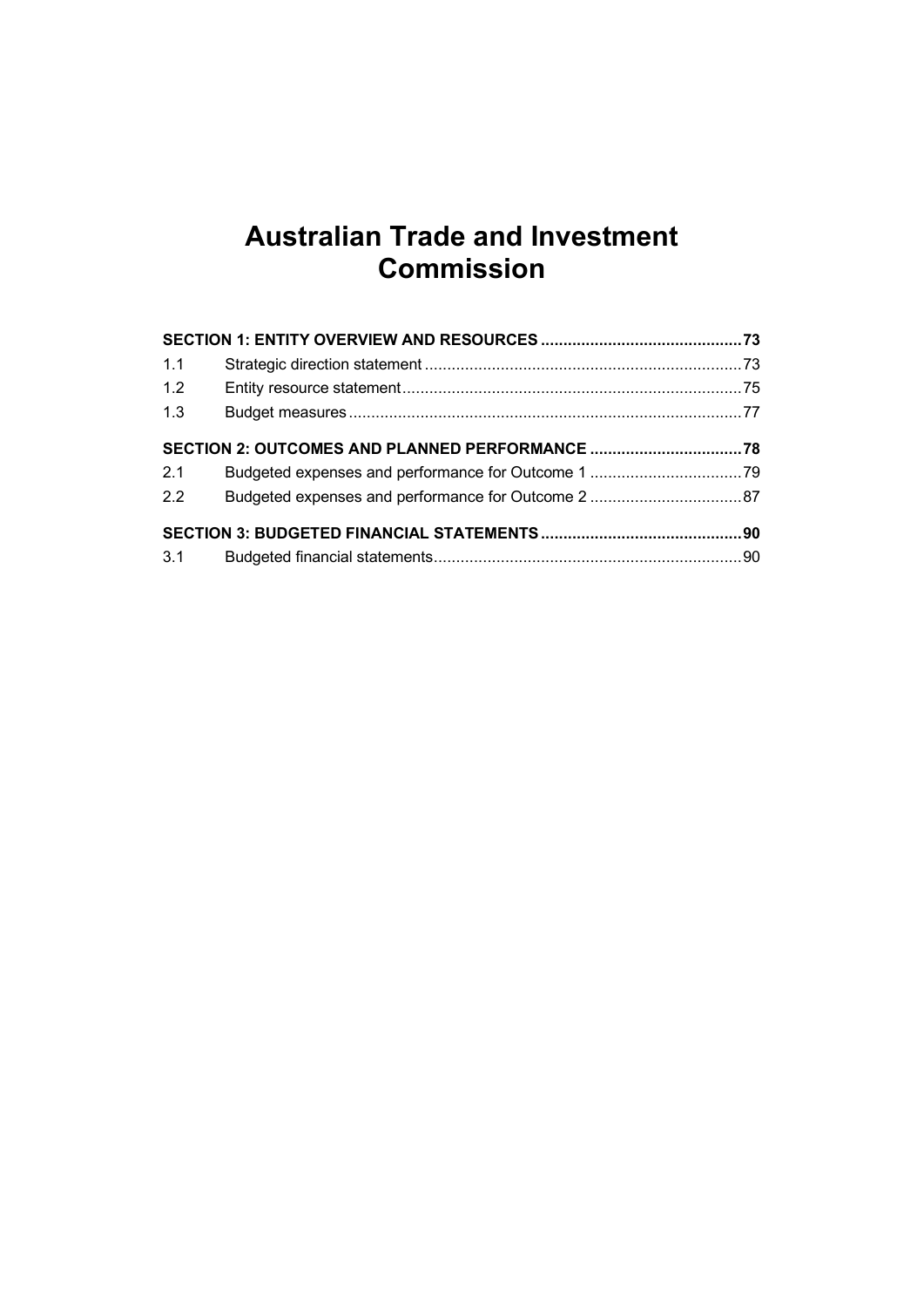# Australian Trade and Investment Commission

**SECTION 1: ENTITY OVERVIEW AND RESOURCES ............................................. 73**

1.1 Strategic direction statement ....................................................................... 73

1.2 Entity resource statement ............................................................................ 75

1.3 Budget measures ........................................................................................ 77

**SECTION 2: OUTCOMES AND PLANNED PERFORMANCE .................................. 78**

2.1 Budgeted expenses and performance for Outcome 1 .................................. 79

2.2 Budgeted expenses and performance for Outcome 2 .................................. 87

**SECTION 3: BUDGETED FINANCIAL STATEMENTS ............................................. 90**

3.1 Budgeted financial statements ..................................................................... 90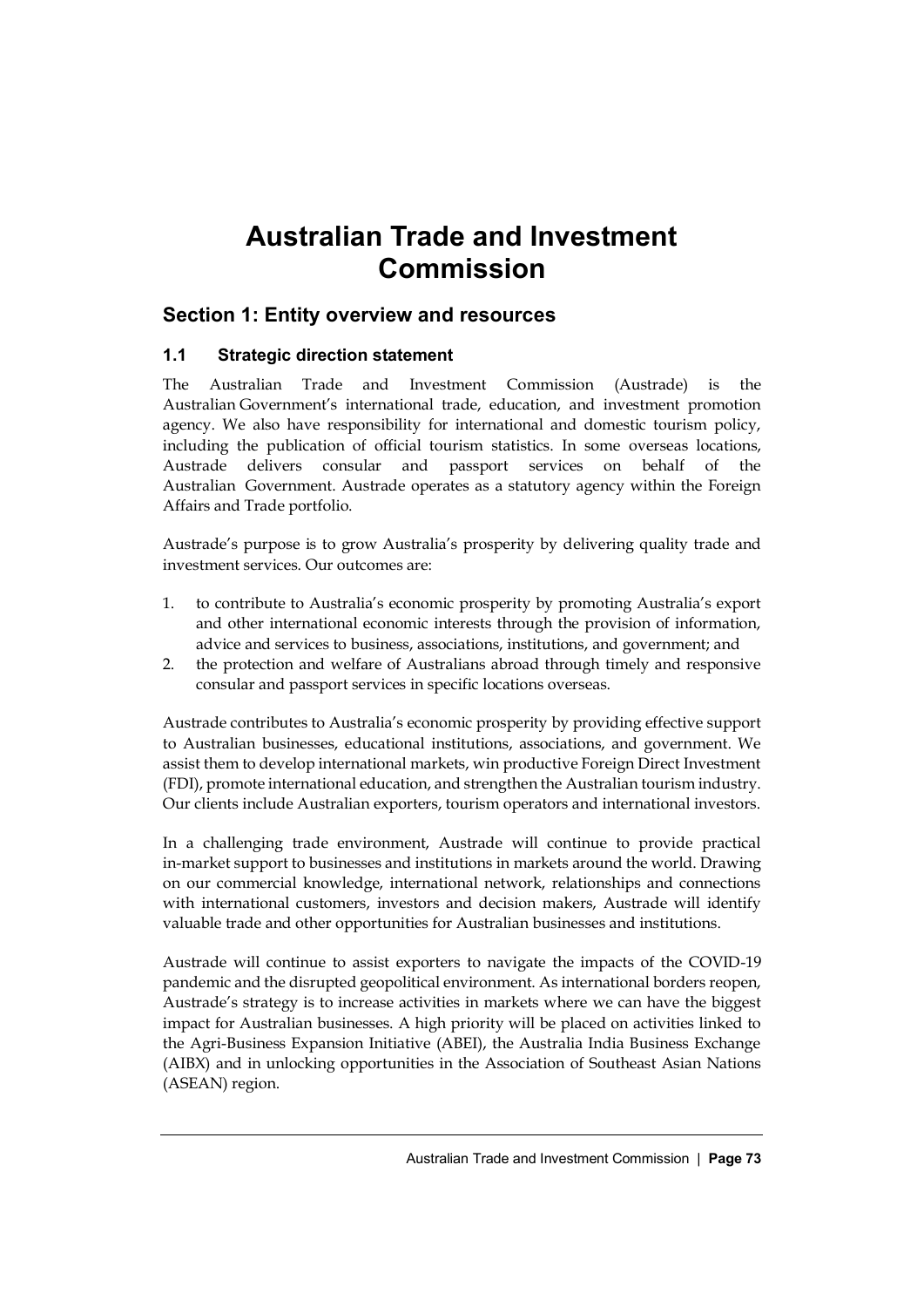# Australian Trade and Investment Commission

## Section 1: Entity overview and resources

### 1.1 Strategic direction statement

The Australian Trade and Investment Commission (Austrade) is the Australian Government's international trade, education, and investment promotion agency. We also have responsibility for international and domestic tourism policy, including the publication of official tourism statistics. In some overseas locations, Austrade delivers consular and passport services on behalf of the Australian Government. Austrade operates as a statutory agency within the Foreign Affairs and Trade portfolio.

Austrade's purpose is to grow Australia's prosperity by delivering quality trade and investment services. Our outcomes are:

1. to contribute to Australia's economic prosperity by promoting Australia's export and other international economic interests through the provision of information, advice and services to business, associations, institutions, and government; and
2. the protection and welfare of Australians abroad through timely and responsive consular and passport services in specific locations overseas.

Austrade contributes to Australia's economic prosperity by providing effective support to Australian businesses, educational institutions, associations, and government. We assist them to develop international markets, win productive Foreign Direct Investment (FDI), promote international education, and strengthen the Australian tourism industry. Our clients include Australian exporters, tourism operators and international investors.

In a challenging trade environment, Austrade will continue to provide practical in-market support to businesses and institutions in markets around the world. Drawing on our commercial knowledge, international network, relationships and connections with international customers, investors and decision makers, Austrade will identify valuable trade and other opportunities for Australian businesses and institutions.

Austrade will continue to assist exporters to navigate the impacts of the COVID-19 pandemic and the disrupted geopolitical environment. As international borders reopen, Austrade's strategy is to increase activities in markets where we can have the biggest impact for Australian businesses. A high priority will be placed on activities linked to the Agri-Business Expansion Initiative (ABEI), the Australia India Business Exchange (AIBX) and in unlocking opportunities in the Association of Southeast Asian Nations (ASEAN) region.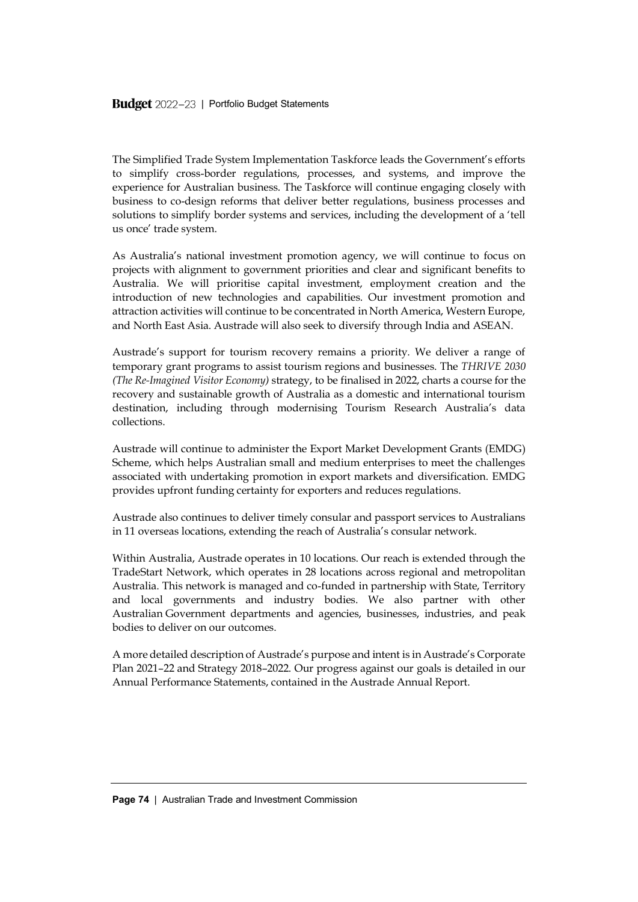The Simplified Trade System Implementation Taskforce leads the Government's efforts to simplify cross-border regulations, processes, and systems, and improve the experience for Australian business. The Taskforce will continue engaging closely with business to co-design reforms that deliver better regulations, business processes and solutions to simplify border systems and services, including the development of a 'tell us once' trade system.

As Australia's national investment promotion agency, we will continue to focus on projects with alignment to government priorities and clear and significant benefits to Australia. We will prioritise capital investment, employment creation and the introduction of new technologies and capabilities. Our investment promotion and attraction activities will continue to be concentrated in North America, Western Europe, and North East Asia. Austrade will also seek to diversify through India and ASEAN.

Austrade's support for tourism recovery remains a priority. We deliver a range of temporary grant programs to assist tourism regions and businesses. The *THRIVE 2030 (The Re-Imagined Visitor Economy)* strategy, to be finalised in 2022, charts a course for the recovery and sustainable growth of Australia as a domestic and international tourism destination, including through modernising Tourism Research Australia's data collections.

Austrade will continue to administer the Export Market Development Grants (EMDG) Scheme, which helps Australian small and medium enterprises to meet the challenges associated with undertaking promotion in export markets and diversification. EMDG provides upfront funding certainty for exporters and reduces regulations.

Austrade also continues to deliver timely consular and passport services to Australians in 11 overseas locations, extending the reach of Australia's consular network.

Within Australia, Austrade operates in 10 locations. Our reach is extended through the TradeStart Network, which operates in 28 locations across regional and metropolitan Australia. This network is managed and co-funded in partnership with State, Territory and local governments and industry bodies. We also partner with other Australian Government departments and agencies, businesses, industries, and peak bodies to deliver on our outcomes.

A more detailed description of Austrade's purpose and intent is in Austrade's Corporate Plan 2021–22 and Strategy 2018–2022. Our progress against our goals is detailed in our Annual Performance Statements, contained in the Austrade Annual Report.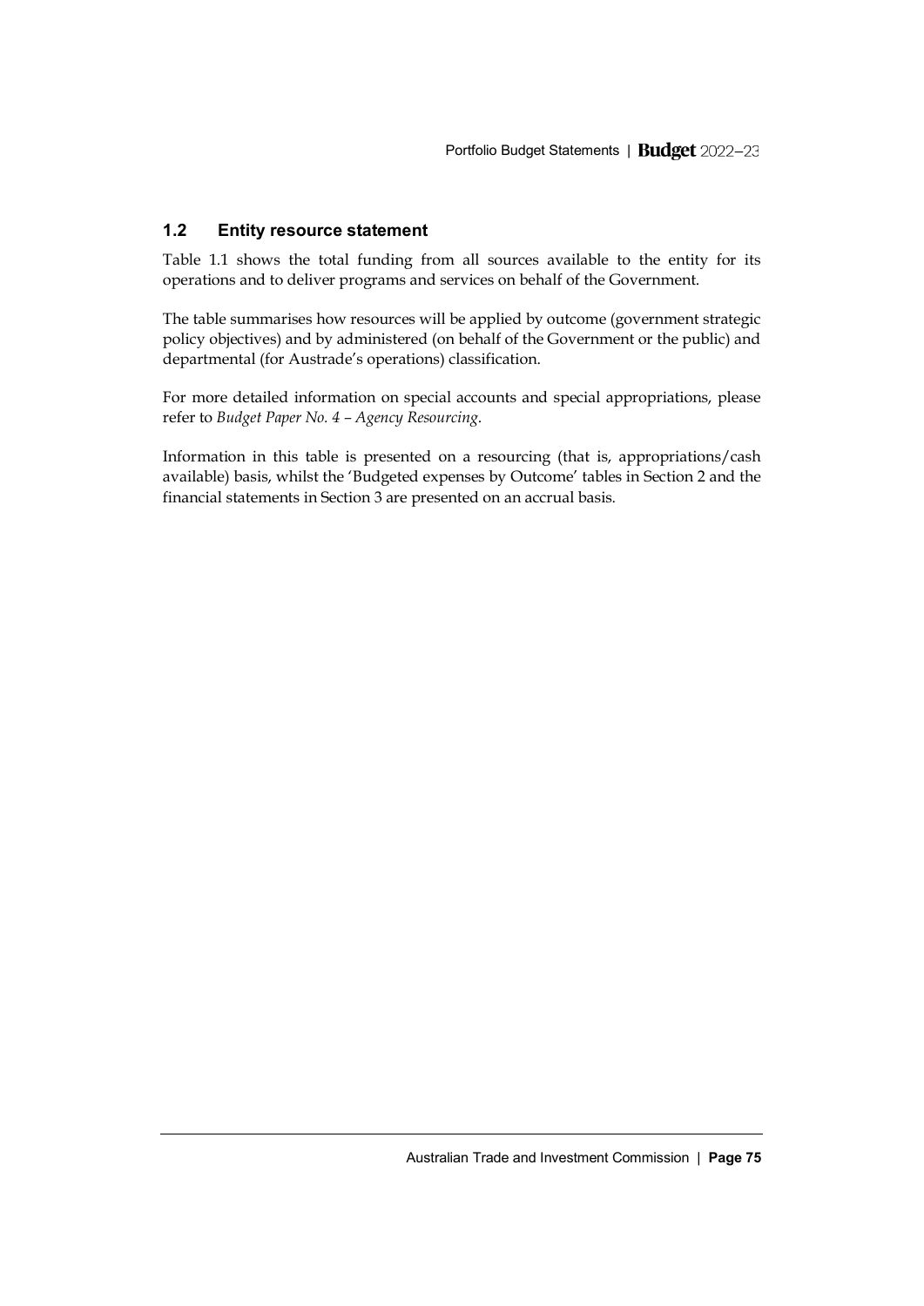## 1.2 Entity resource statement

Table 1.1 shows the total funding from all sources available to the entity for its operations and to deliver programs and services on behalf of the Government.

The table summarises how resources will be applied by outcome (government strategic policy objectives) and by administered (on behalf of the Government or the public) and departmental (for Austrade's operations) classification.

For more detailed information on special accounts and special appropriations, please refer to *Budget Paper No. 4 – Agency Resourcing*.

Information in this table is presented on a resourcing (that is, appropriations/cash available) basis, whilst the 'Budgeted expenses by Outcome' tables in Section 2 and the financial statements in Section 3 are presented on an accrual basis.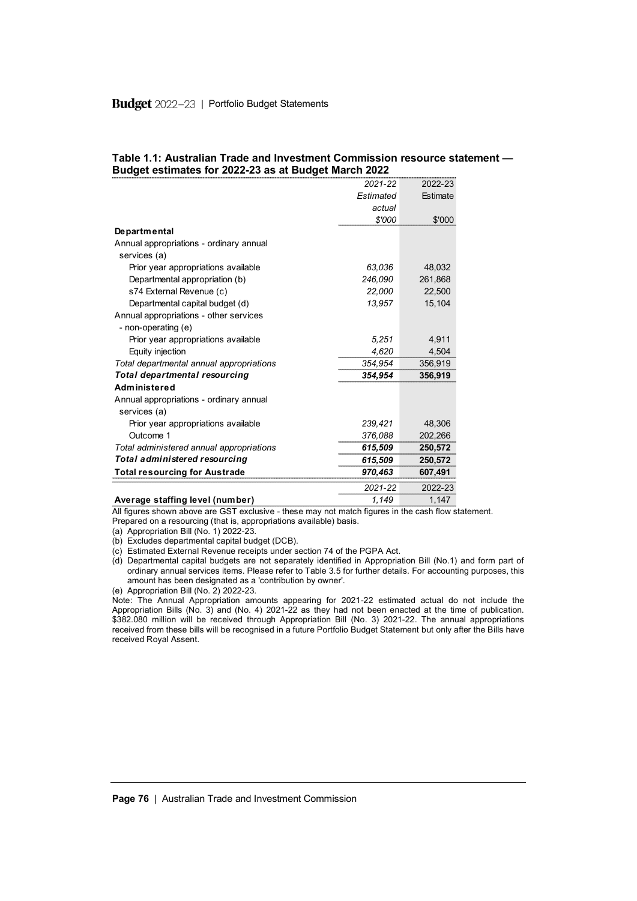**Table 1.1: Australian Trade and Investment Commission resource statement — Budget estimates for 2022-23 as at Budget March 2022**

| | *2021-22 Estimated actual $'000* | 2022-23 Estimate $'000 |
|---|---|---|
| **Departmental** | | |
| Annual appropriations - ordinary annual services (a) | | |
| Prior year appropriations available | *63,036* | 48,032 |
| Departmental appropriation (b) | *246,090* | 261,868 |
| s74 External Revenue (c) | *22,000* | 22,500 |
| Departmental capital budget (d) | *13,957* | 15,104 |
| Annual appropriations - other services - non-operating (e) | | |
| Prior year appropriations available | *5,251* | 4,911 |
| Equity injection | *4,620* | 4,504 |
| *Total departmental annual appropriations* | *354,954* | 356,919 |
| ***Total departmental resourcing*** | ***354,954*** | **356,919** |
| **Administered** | | |
| Annual appropriations - ordinary annual services (a) | | |
| Prior year appropriations available | *239,421* | 48,306 |
| Outcome 1 | *376,088* | 202,266 |
| *Total administered annual appropriations* | ***615,509*** | **250,572** |
| ***Total administered resourcing*** | ***615,509*** | **250,572** |
| **Total resourcing for Austrade** | ***970,463*** | **607,491** |

| | *2021-22* | 2022-23 |
|---|---|---|
| **Average staffing level (number)** | *1,149* | 1,147 |

All figures shown above are GST exclusive - these may not match figures in the cash flow statement.
Prepared on a resourcing (that is, appropriations available) basis.

(a) Appropriation Bill (No. 1) 2022-23.
(b) Excludes departmental capital budget (DCB).
(c) Estimated External Revenue receipts under section 74 of the PGPA Act.
(d) Departmental capital budgets are not separately identified in Appropriation Bill (No.1) and form part of ordinary annual services items. Please refer to Table 3.5 for further details. For accounting purposes, this amount has been designated as a 'contribution by owner'.
(e) Appropriation Bill (No. 2) 2022-23.

Note: The Annual Appropriation amounts appearing for 2021-22 estimated actual do not include the Appropriation Bills (No. 3) and (No. 4) 2021-22 as they had not been enacted at the time of publication. $382.080 million will be received through Appropriation Bill (No. 3) 2021-22. The annual appropriations received from these bills will be recognised in a future Portfolio Budget Statement but only after the Bills have received Royal Assent.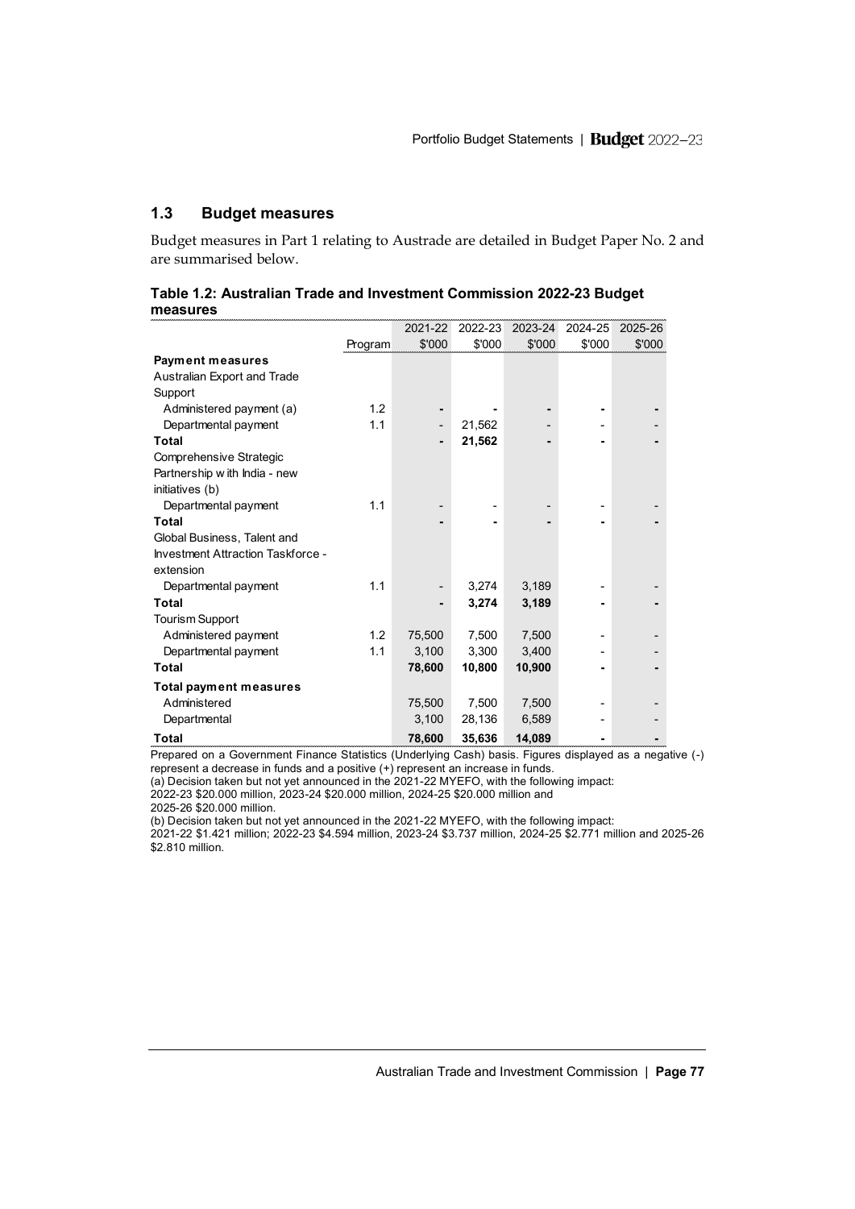## 1.3 Budget measures

Budget measures in Part 1 relating to Austrade are detailed in Budget Paper No. 2 and are summarised below.

**Table 1.2: Australian Trade and Investment Commission 2022-23 Budget measures**

| | Program | 2021-22 $'000 | 2022-23 $'000 | 2023-24 $'000 | 2024-25 $'000 | 2025-26 $'000 |
|---|---|---|---|---|---|---|
| **Payment measures** | | | | | | |
| Australian Export and Trade Support | | | | | | |
| Administered payment (a) | 1.2 | - | - | - | - | - |
| Departmental payment | 1.1 | - | 21,562 | - | - | - |
| **Total** | | **-** | **21,562** | **-** | **-** | **-** |
| Comprehensive Strategic Partnership with India - new initiatives (b) | | | | | | |
| Departmental payment | 1.1 | - | - | - | - | - |
| **Total** | | **-** | **-** | **-** | **-** | **-** |
| Global Business, Talent and Investment Attraction Taskforce - extension | | | | | | |
| Departmental payment | 1.1 | - | 3,274 | 3,189 | - | - |
| **Total** | | **-** | **3,274** | **3,189** | **-** | **-** |
| Tourism Support | | | | | | |
| Administered payment | 1.2 | 75,500 | 7,500 | 7,500 | - | - |
| Departmental payment | 1.1 | 3,100 | 3,300 | 3,400 | - | - |
| **Total** | | **78,600** | **10,800** | **10,900** | **-** | **-** |
| **Total payment measures** | | | | | | |
| Administered | | 75,500 | 7,500 | 7,500 | - | - |
| Departmental | | 3,100 | 28,136 | 6,589 | - | - |
| **Total** | | **78,600** | **35,636** | **14,089** | **-** | **-** |

Prepared on a Government Finance Statistics (Underlying Cash) basis. Figures displayed as a negative (-) represent a decrease in funds and a positive (+) represent an increase in funds.

(a) Decision taken but not yet announced in the 2021-22 MYEFO, with the following impact: 2022-23 $20.000 million, 2023-24 $20.000 million, 2024-25 $20.000 million and 2025-26 $20.000 million.

(b) Decision taken but not yet announced in the 2021-22 MYEFO, with the following impact: 2021-22 $1.421 million; 2022-23 $4.594 million, 2023-24 $3.737 million, 2024-25 $2.771 million and 2025-26 $2.810 million.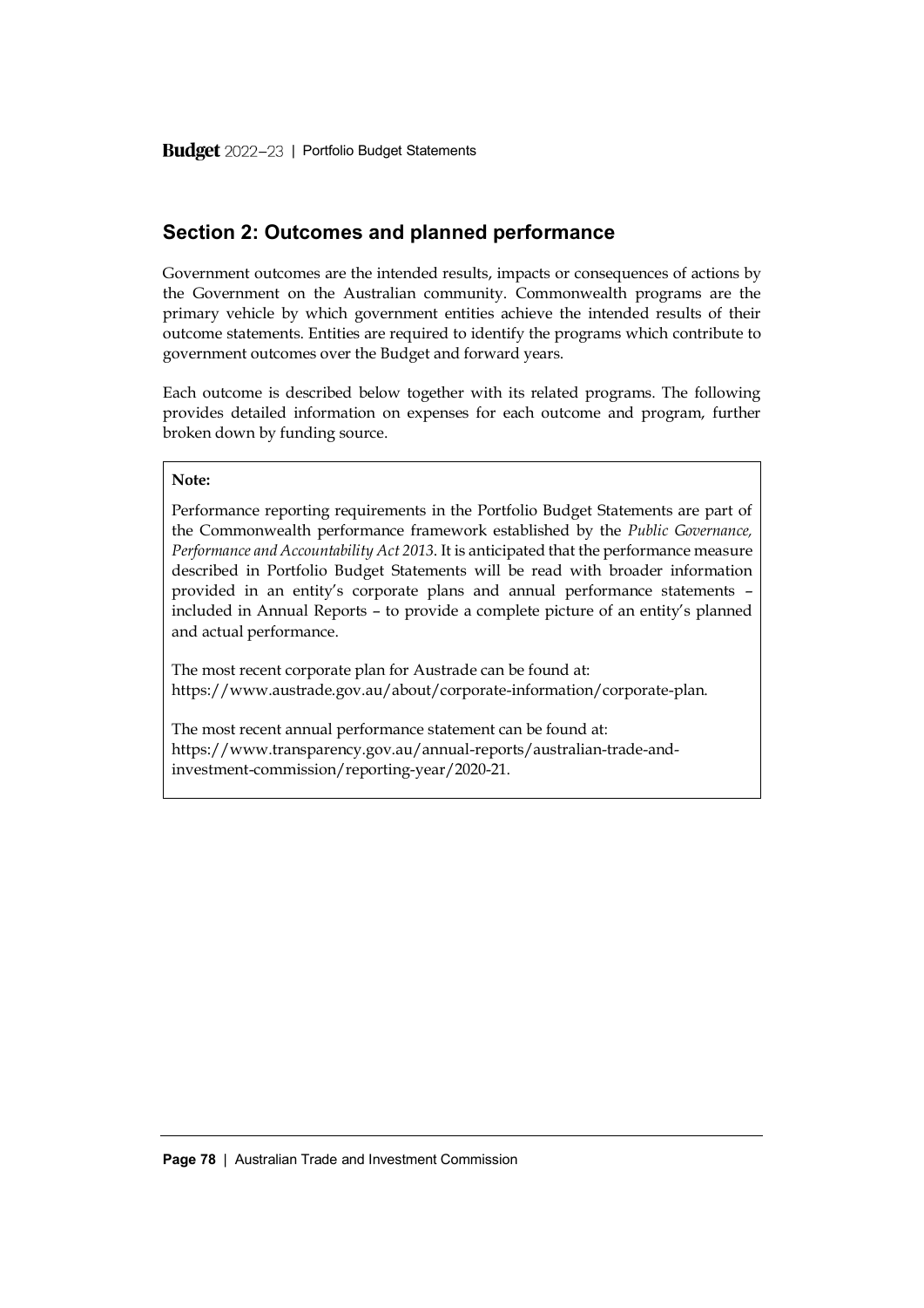## Section 2: Outcomes and planned performance

Government outcomes are the intended results, impacts or consequences of actions by the Government on the Australian community. Commonwealth programs are the primary vehicle by which government entities achieve the intended results of their outcome statements. Entities are required to identify the programs which contribute to government outcomes over the Budget and forward years.

Each outcome is described below together with its related programs. The following provides detailed information on expenses for each outcome and program, further broken down by funding source.

**Note:**

Performance reporting requirements in the Portfolio Budget Statements are part of the Commonwealth performance framework established by the *Public Governance, Performance and Accountability Act 2013*. It is anticipated that the performance measure described in Portfolio Budget Statements will be read with broader information provided in an entity's corporate plans and annual performance statements – included in Annual Reports – to provide a complete picture of an entity's planned and actual performance.

The most recent corporate plan for Austrade can be found at:
https://www.austrade.gov.au/about/corporate-information/corporate-plan.

The most recent annual performance statement can be found at:
https://www.transparency.gov.au/annual-reports/australian-trade-and-investment-commission/reporting-year/2020-21.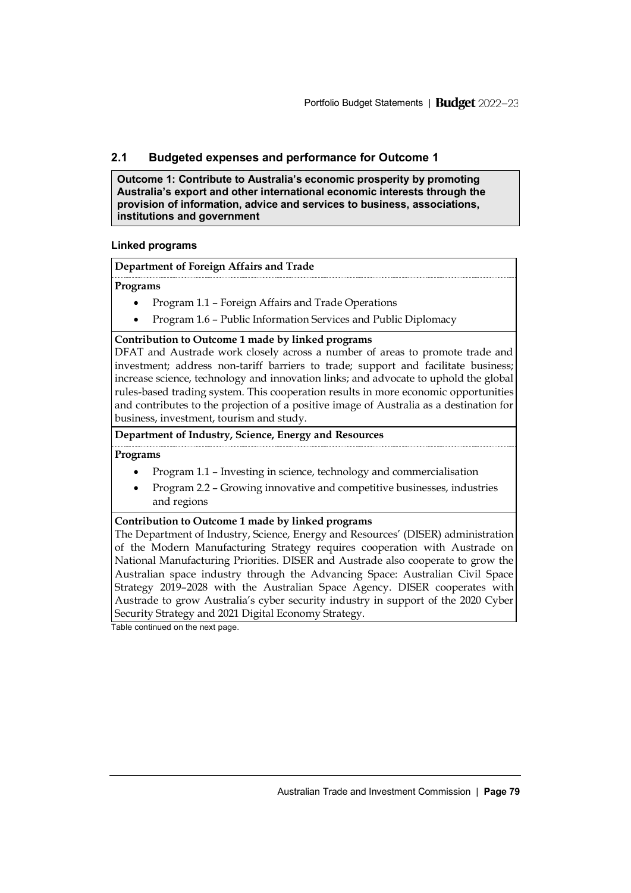## 2.1 Budgeted expenses and performance for Outcome 1

**Outcome 1: Contribute to Australia's economic prosperity by promoting Australia's export and other international economic interests through the provision of information, advice and services to business, associations, institutions and government**

### Linked programs

**Department of Foreign Affairs and Trade**

**Programs**

- Program 1.1 – Foreign Affairs and Trade Operations
- Program 1.6 – Public Information Services and Public Diplomacy

**Contribution to Outcome 1 made by linked programs**

DFAT and Austrade work closely across a number of areas to promote trade and investment; address non-tariff barriers to trade; support and facilitate business; increase science, technology and innovation links; and advocate to uphold the global rules-based trading system. This cooperation results in more economic opportunities and contributes to the projection of a positive image of Australia as a destination for business, investment, tourism and study.

**Department of Industry, Science, Energy and Resources**

**Programs**

- Program 1.1 – Investing in science, technology and commercialisation
- Program 2.2 – Growing innovative and competitive businesses, industries and regions

**Contribution to Outcome 1 made by linked programs**

The Department of Industry, Science, Energy and Resources' (DISER) administration of the Modern Manufacturing Strategy requires cooperation with Austrade on National Manufacturing Priorities. DISER and Austrade also cooperate to grow the Australian space industry through the Advancing Space: Australian Civil Space Strategy 2019–2028 with the Australian Space Agency. DISER cooperates with Austrade to grow Australia's cyber security industry in support of the 2020 Cyber Security Strategy and 2021 Digital Economy Strategy.

Table continued on the next page.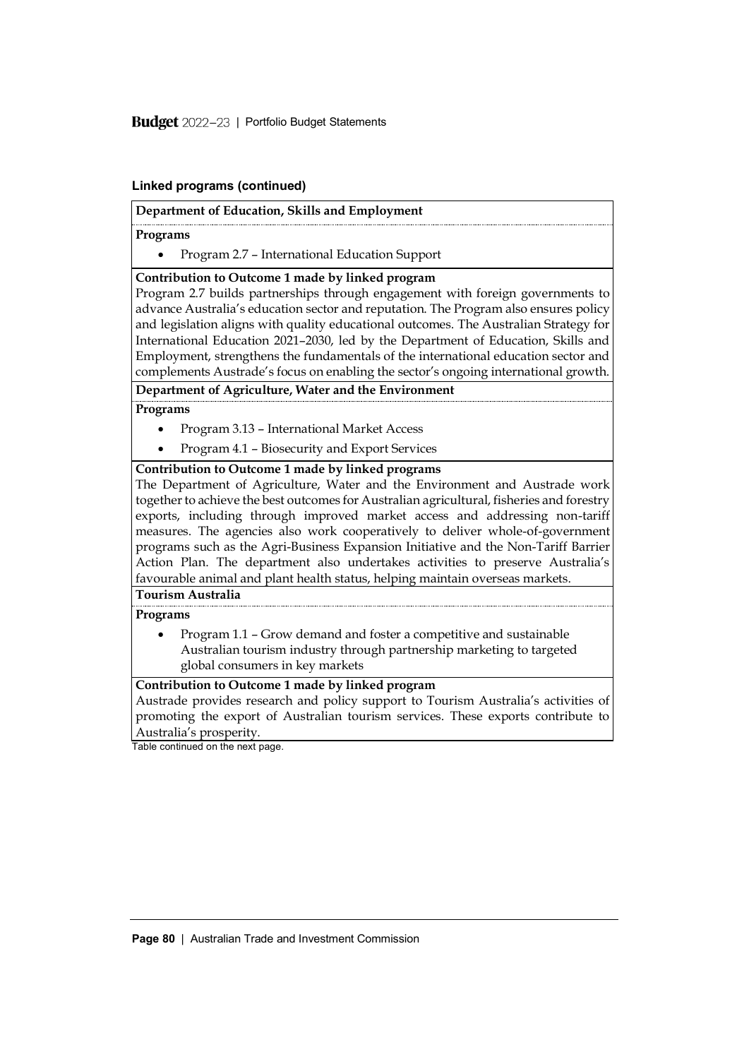**Linked programs (continued)**

**Department of Education, Skills and Employment**

**Programs**

- Program 2.7 – International Education Support

**Contribution to Outcome 1 made by linked program**

Program 2.7 builds partnerships through engagement with foreign governments to advance Australia's education sector and reputation. The Program also ensures policy and legislation aligns with quality educational outcomes. The Australian Strategy for International Education 2021–2030, led by the Department of Education, Skills and Employment, strengthens the fundamentals of the international education sector and complements Austrade's focus on enabling the sector's ongoing international growth.

**Department of Agriculture, Water and the Environment**

**Programs**

- Program 3.13 – International Market Access
- Program 4.1 – Biosecurity and Export Services

**Contribution to Outcome 1 made by linked programs**

The Department of Agriculture, Water and the Environment and Austrade work together to achieve the best outcomes for Australian agricultural, fisheries and forestry exports, including through improved market access and addressing non-tariff measures. The agencies also work cooperatively to deliver whole-of-government programs such as the Agri-Business Expansion Initiative and the Non-Tariff Barrier Action Plan. The department also undertakes activities to preserve Australia's favourable animal and plant health status, helping maintain overseas markets.

**Tourism Australia**

**Programs**

- Program 1.1 – Grow demand and foster a competitive and sustainable Australian tourism industry through partnership marketing to targeted global consumers in key markets

**Contribution to Outcome 1 made by linked program**

Austrade provides research and policy support to Tourism Australia's activities of promoting the export of Australian tourism services. These exports contribute to Australia's prosperity.

Table continued on the next page.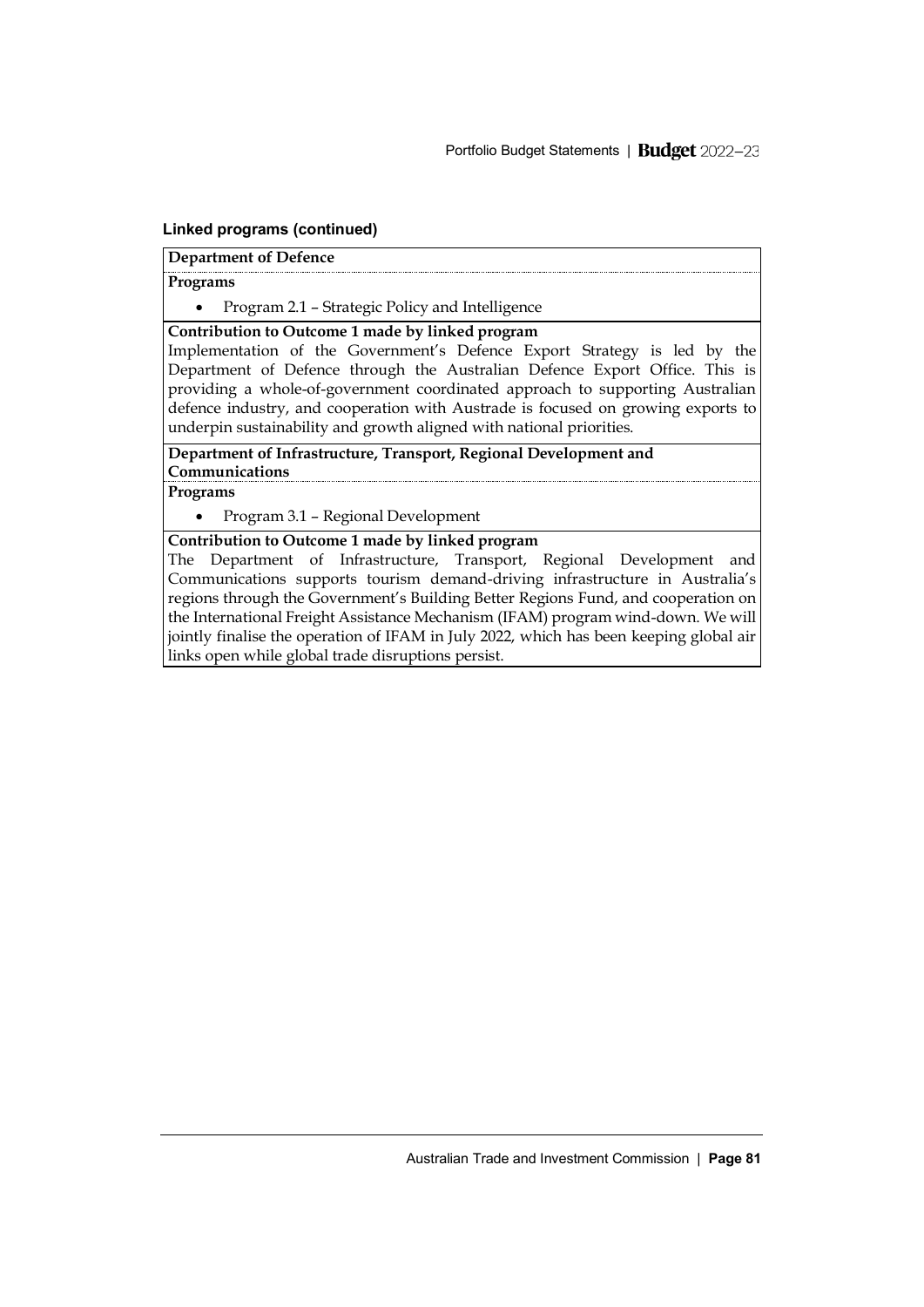#### Linked programs (continued)

**Department of Defence**

**Programs**

- Program 2.1 – Strategic Policy and Intelligence

**Contribution to Outcome 1 made by linked program**

Implementation of the Government's Defence Export Strategy is led by the Department of Defence through the Australian Defence Export Office. This is providing a whole-of-government coordinated approach to supporting Australian defence industry, and cooperation with Austrade is focused on growing exports to underpin sustainability and growth aligned with national priorities.

**Department of Infrastructure, Transport, Regional Development and Communications**

**Programs**

- Program 3.1 – Regional Development

**Contribution to Outcome 1 made by linked program**

The Department of Infrastructure, Transport, Regional Development and Communications supports tourism demand-driving infrastructure in Australia's regions through the Government's Building Better Regions Fund, and cooperation on the International Freight Assistance Mechanism (IFAM) program wind-down. We will jointly finalise the operation of IFAM in July 2022, which has been keeping global air links open while global trade disruptions persist.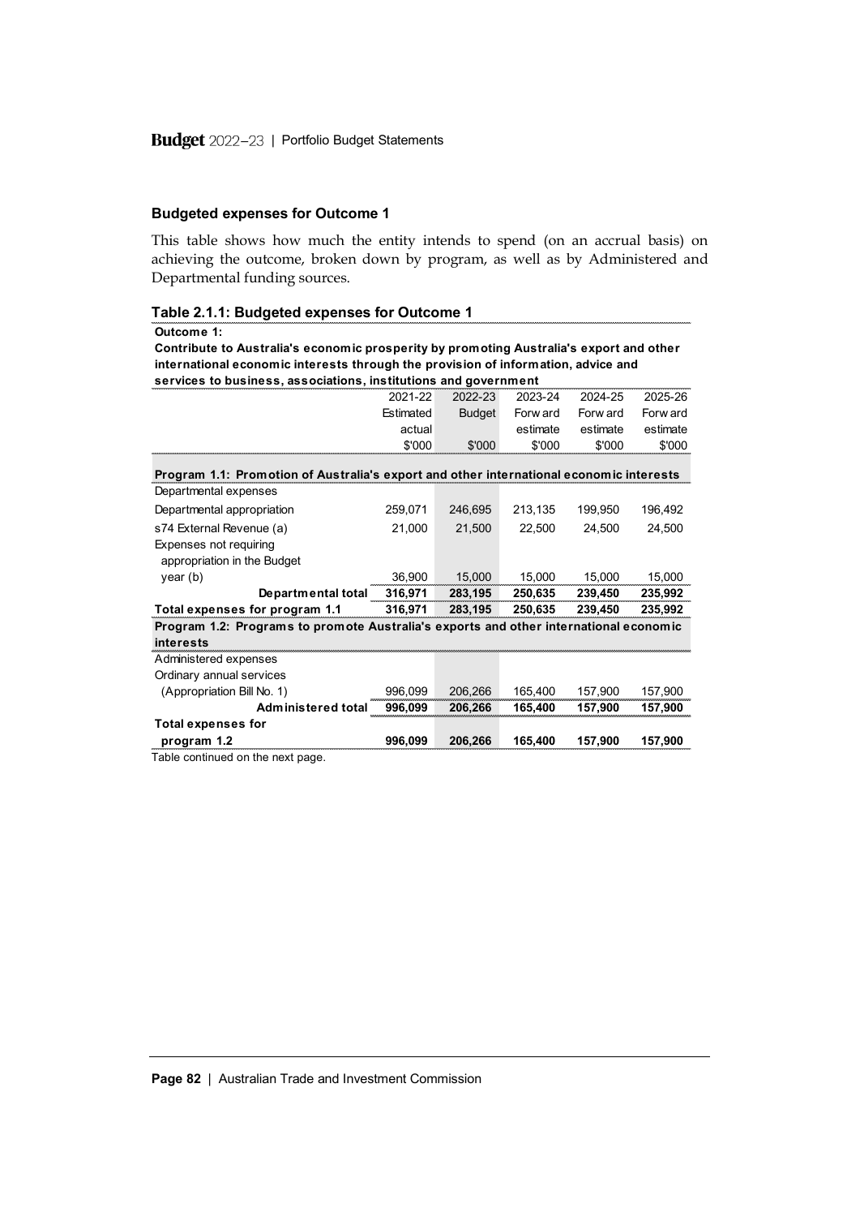### Budgeted expenses for Outcome 1

This table shows how much the entity intends to spend (on an accrual basis) on achieving the outcome, broken down by program, as well as by Administered and Departmental funding sources.

**Table 2.1.1: Budgeted expenses for Outcome 1**

**Outcome 1:**
**Contribute to Australia's economic prosperity by promoting Australia's export and other international economic interests through the provision of information, advice and services to business, associations, institutions and government**

| | 2021-22 Estimated actual $'000 | 2022-23 Budget $'000 | 2023-24 Forward estimate $'000 | 2024-25 Forward estimate $'000 | 2025-26 Forward estimate $'000 |
|---|---|---|---|---|---|
| **Program 1.1: Promotion of Australia's export and other international economic interests** | | | | | |
| Departmental expenses | | | | | |
| Departmental appropriation | 259,071 | 246,695 | 213,135 | 199,950 | 196,492 |
| s74 External Revenue (a) | 21,000 | 21,500 | 22,500 | 24,500 | 24,500 |
| Expenses not requiring appropriation in the Budget year (b) | 36,900 | 15,000 | 15,000 | 15,000 | 15,000 |
| **Departmental total** | **316,971** | **283,195** | **250,635** | **239,450** | **235,992** |
| **Total expenses for program 1.1** | **316,971** | **283,195** | **250,635** | **239,450** | **235,992** |
| **Program 1.2: Programs to promote Australia's exports and other international economic interests** | | | | | |
| Administered expenses | | | | | |
| Ordinary annual services (Appropriation Bill No. 1) | 996,099 | 206,266 | 165,400 | 157,900 | 157,900 |
| **Administered total** | **996,099** | **206,266** | **165,400** | **157,900** | **157,900** |
| **Total expenses for program 1.2** | **996,099** | **206,266** | **165,400** | **157,900** | **157,900** |

Table continued on the next page.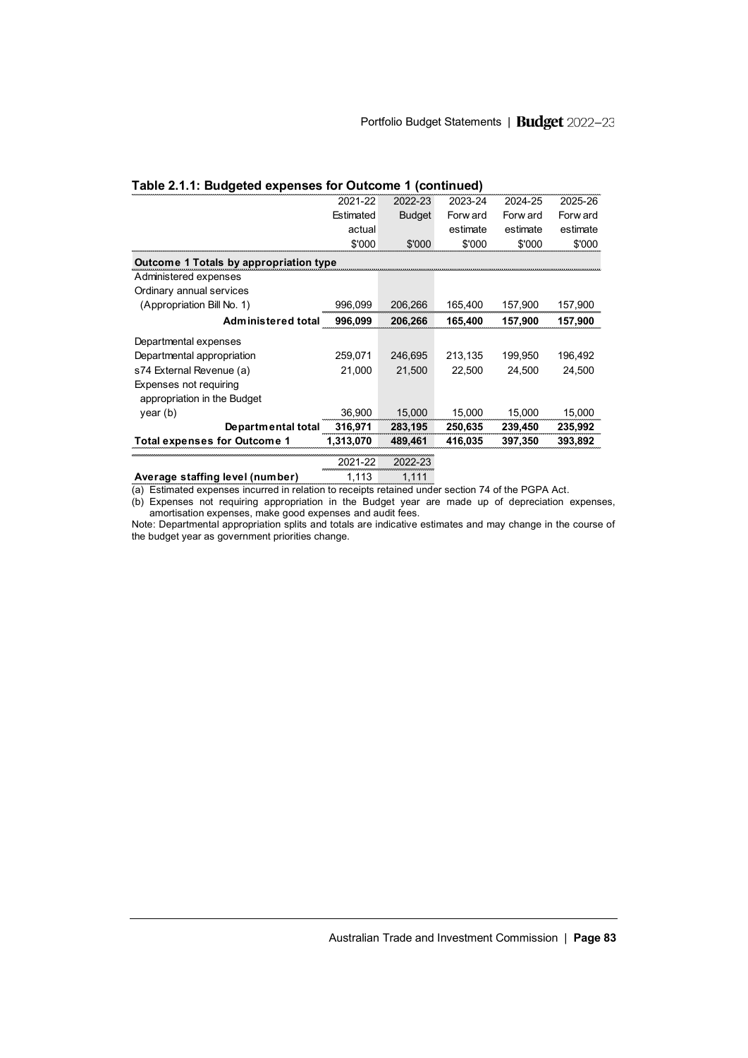**Table 2.1.1: Budgeted expenses for Outcome 1 (continued)**

| | 2021-22 Estimated actual $'000 | 2022-23 Budget $'000 | 2023-24 Forward estimate $'000 | 2024-25 Forward estimate $'000 | 2025-26 Forward estimate $'000 |
|---|---|---|---|---|---|
| **Outcome 1 Totals by appropriation type** | | | | | |
| Administered expenses | | | | | |
| Ordinary annual services (Appropriation Bill No. 1) | 996,099 | 206,266 | 165,400 | 157,900 | 157,900 |
| **Administered total** | **996,099** | **206,266** | **165,400** | **157,900** | **157,900** |
| Departmental expenses | | | | | |
| Departmental appropriation | 259,071 | 246,695 | 213,135 | 199,950 | 196,492 |
| s74 External Revenue (a) | 21,000 | 21,500 | 22,500 | 24,500 | 24,500 |
| Expenses not requiring appropriation in the Budget year (b) | 36,900 | 15,000 | 15,000 | 15,000 | 15,000 |
| **Departmental total** | **316,971** | **283,195** | **250,635** | **239,450** | **235,992** |
| **Total expenses for Outcome 1** | **1,313,070** | **489,461** | **416,035** | **397,350** | **393,892** |

| | 2021-22 | 2022-23 |
|---|---|---|
| **Average staffing level (number)** | 1,113 | 1,111 |

(a) Estimated expenses incurred in relation to receipts retained under section 74 of the PGPA Act.

(b) Expenses not requiring appropriation in the Budget year are made up of depreciation expenses, amortisation expenses, make good expenses and audit fees.

Note: Departmental appropriation splits and totals are indicative estimates and may change in the course of the budget year as government priorities change.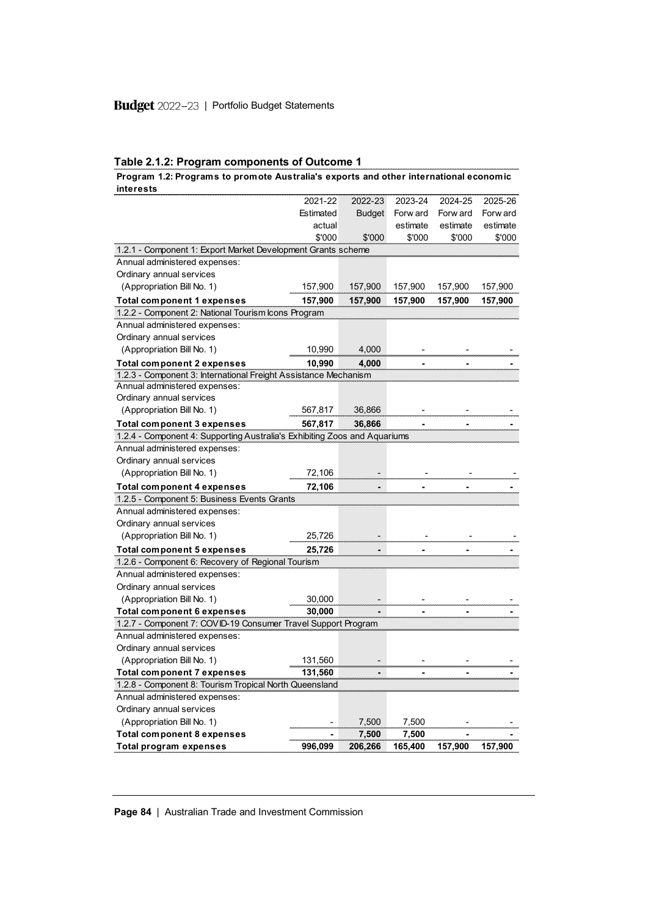**Table 2.1.2: Program components of Outcome 1**

| Program 1.2: Programs to promote Australia's exports and other international economic interests | 2021-22 Estimated actual $'000 | 2022-23 Budget $'000 | 2023-24 Forward estimate $'000 | 2024-25 Forward estimate $'000 | 2025-26 Forward estimate $'000 |
|---|---|---|---|---|---|
| 1.2.1 - Component 1: Export Market Development Grants scheme | | | | | |
| Annual administered expenses: | | | | | |
| Ordinary annual services | | | | | |
| (Appropriation Bill No. 1) | 157,900 | 157,900 | 157,900 | 157,900 | 157,900 |
| **Total component 1 expenses** | **157,900** | **157,900** | **157,900** | **157,900** | **157,900** |
| 1.2.2 - Component 2: National Tourism Icons Program | | | | | |
| Annual administered expenses: | | | | | |
| Ordinary annual services | | | | | |
| (Appropriation Bill No. 1) | 10,990 | 4,000 | - | - | - |
| **Total component 2 expenses** | **10,990** | **4,000** | **-** | **-** | **-** |
| 1.2.3 - Component 3: International Freight Assistance Mechanism | | | | | |
| Annual administered expenses: | | | | | |
| Ordinary annual services | | | | | |
| (Appropriation Bill No. 1) | 567,817 | 36,866 | - | - | - |
| **Total component 3 expenses** | **567,817** | **36,866** | **-** | **-** | **-** |
| 1.2.4 - Component 4: Supporting Australia's Exhibiting Zoos and Aquariums | | | | | |
| Annual administered expenses: | | | | | |
| Ordinary annual services | | | | | |
| (Appropriation Bill No. 1) | 72,106 | - | - | - | - |
| **Total component 4 expenses** | **72,106** | **-** | **-** | **-** | **-** |
| 1.2.5 - Component 5: Business Events Grants | | | | | |
| Annual administered expenses: | | | | | |
| Ordinary annual services | | | | | |
| (Appropriation Bill No. 1) | 25,726 | - | - | - | - |
| **Total component 5 expenses** | **25,726** | **-** | **-** | **-** | **-** |
| 1.2.6 - Component 6: Recovery of Regional Tourism | | | | | |
| Annual administered expenses: | | | | | |
| Ordinary annual services | | | | | |
| (Appropriation Bill No. 1) | 30,000 | - | - | - | - |
| **Total component 6 expenses** | **30,000** | **-** | **-** | **-** | **-** |
| 1.2.7 - Component 7: COVID-19 Consumer Travel Support Program | | | | | |
| Annual administered expenses: | | | | | |
| Ordinary annual services | | | | | |
| (Appropriation Bill No. 1) | 131,560 | - | - | - | - |
| **Total component 7 expenses** | **131,560** | **-** | **-** | **-** | **-** |
| 1.2.8 - Component 8: Tourism Tropical North Queensland | | | | | |
| Annual administered expenses: | | | | | |
| Ordinary annual services | | | | | |
| (Appropriation Bill No. 1) | - | 7,500 | 7,500 | - | - |
| **Total component 8 expenses** | **-** | **7,500** | **7,500** | **-** | **-** |
| **Total program expenses** | **996,099** | **206,266** | **165,400** | **157,900** | **157,900** |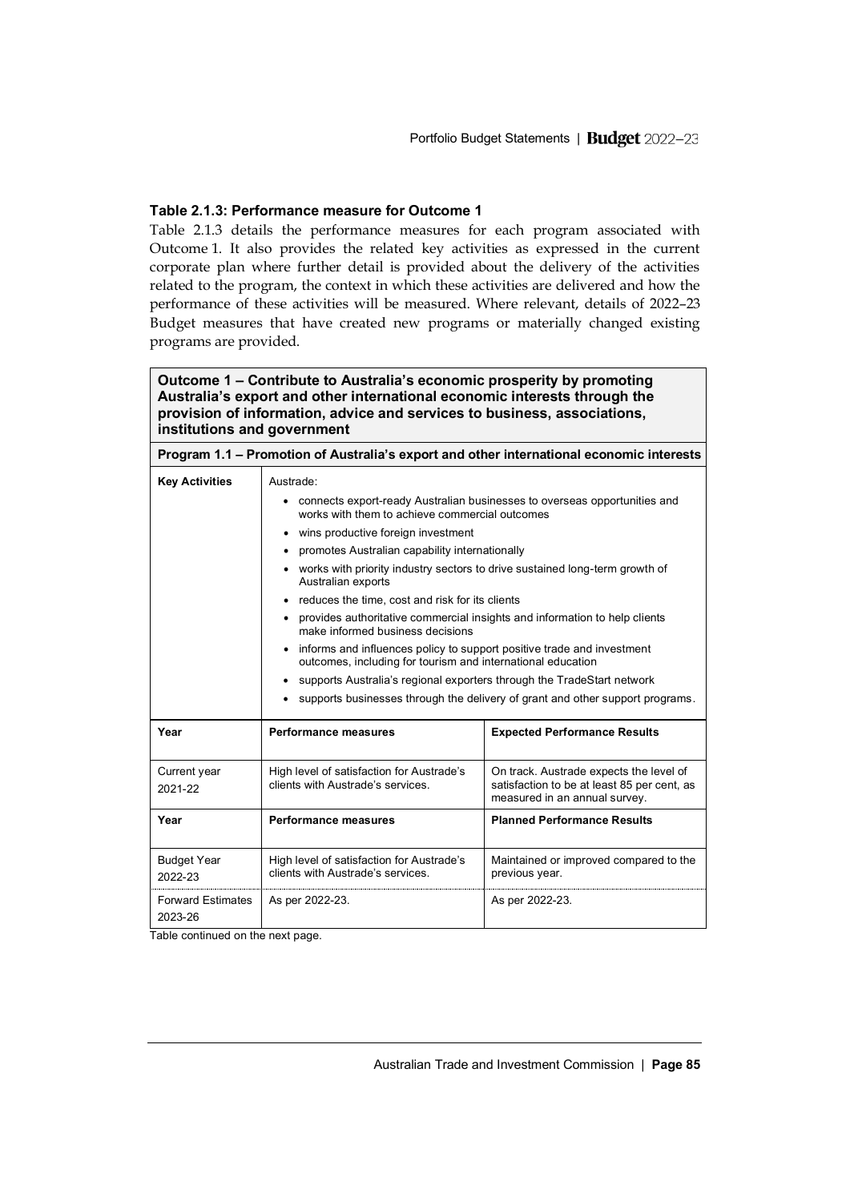#### Table 2.1.3: Performance measure for Outcome 1

Table 2.1.3 details the performance measures for each program associated with Outcome 1. It also provides the related key activities as expressed in the current corporate plan where further detail is provided about the delivery of the activities related to the program, the context in which these activities are delivered and how the performance of these activities will be measured. Where relevant, details of 2022–23 Budget measures that have created new programs or materially changed existing programs are provided.

| **Outcome 1 – Contribute to Australia's economic prosperity by promoting Australia's export and other international economic interests through the provision of information, advice and services to business, associations, institutions and government** | | |
|---|---|---|
| **Program 1.1 – Promotion of Australia's export and other international economic interests** | | |
| **Key Activities** | Austrade:<br>• connects export-ready Australian businesses to overseas opportunities and works with them to achieve commercial outcomes<br>• wins productive foreign investment<br>• promotes Australian capability internationally<br>• works with priority industry sectors to drive sustained long-term growth of Australian exports<br>• reduces the time, cost and risk for its clients<br>• provides authoritative commercial insights and information to help clients make informed business decisions<br>• informs and influences policy to support positive trade and investment outcomes, including for tourism and international education<br>• supports Australia's regional exporters through the TradeStart network<br>• supports businesses through the delivery of grant and other support programs. | |
| **Year** | **Performance measures** | **Expected Performance Results** |
| Current year 2021-22 | High level of satisfaction for Austrade's clients with Austrade's services. | On track. Austrade expects the level of satisfaction to be at least 85 per cent, as measured in an annual survey. |
| **Year** | **Performance measures** | **Planned Performance Results** |
| Budget Year 2022-23 | High level of satisfaction for Austrade's clients with Austrade's services. | Maintained or improved compared to the previous year. |
| Forward Estimates 2023-26 | As per 2022-23. | As per 2022-23. |

Table continued on the next page.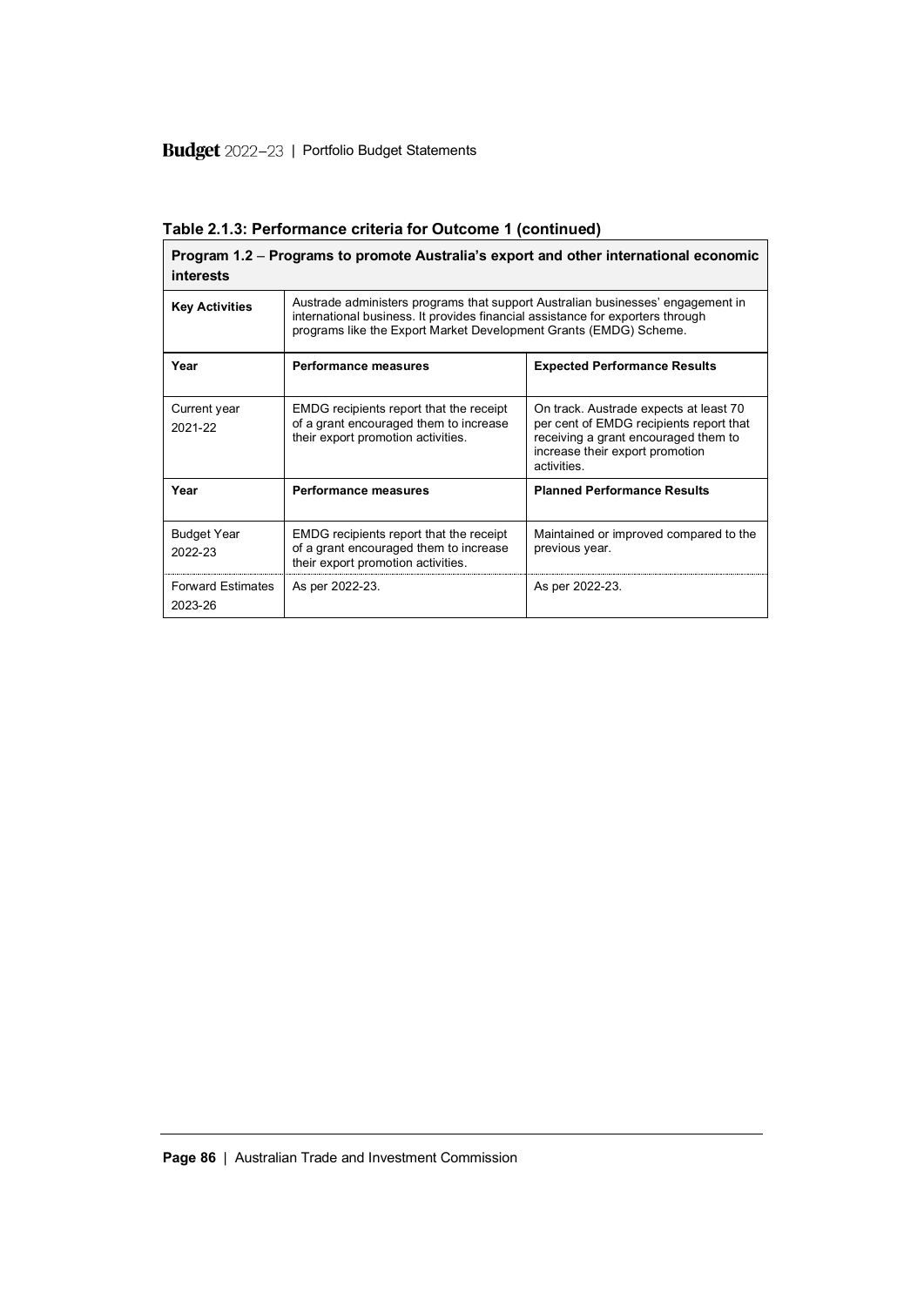**Table 2.1.3: Performance criteria for Outcome 1 (continued)**

| **Program 1.2 – Programs to promote Australia's export and other international economic interests** | | |
|---|---|---|
| **Key Activities** | Austrade administers programs that support Australian businesses' engagement in international business. It provides financial assistance for exporters through programs like the Export Market Development Grants (EMDG) Scheme. | |
| **Year** | **Performance measures** | **Expected Performance Results** |
| Current year 2021-22 | EMDG recipients report that the receipt of a grant encouraged them to increase their export promotion activities. | On track. Austrade expects at least 70 per cent of EMDG recipients report that receiving a grant encouraged them to increase their export promotion activities. |
| **Year** | **Performance measures** | **Planned Performance Results** |
| Budget Year 2022-23 | EMDG recipients report that the receipt of a grant encouraged them to increase their export promotion activities. | Maintained or improved compared to the previous year. |
| Forward Estimates 2023-26 | As per 2022-23. | As per 2022-23. |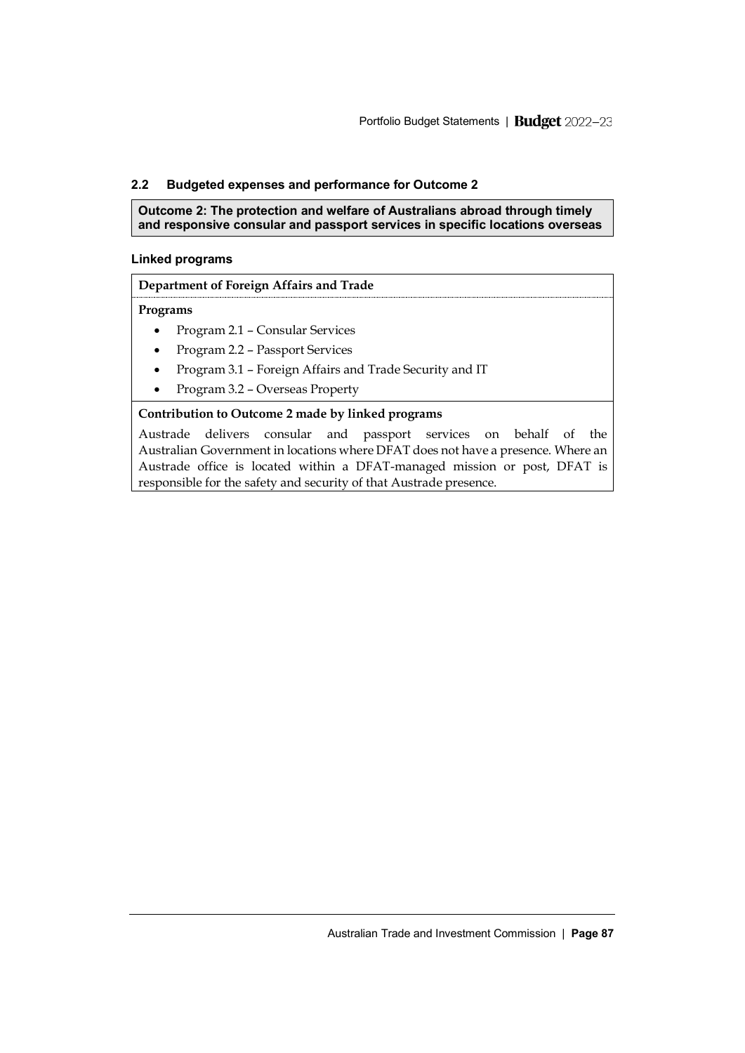## 2.2 Budgeted expenses and performance for Outcome 2

**Outcome 2: The protection and welfare of Australians abroad through timely and responsive consular and passport services in specific locations overseas**

### Linked programs

**Department of Foreign Affairs and Trade**

**Programs**

- Program 2.1 – Consular Services
- Program 2.2 – Passport Services
- Program 3.1 – Foreign Affairs and Trade Security and IT
- Program 3.2 – Overseas Property

**Contribution to Outcome 2 made by linked programs**

Austrade delivers consular and passport services on behalf of the Australian Government in locations where DFAT does not have a presence. Where an Austrade office is located within a DFAT-managed mission or post, DFAT is responsible for the safety and security of that Austrade presence.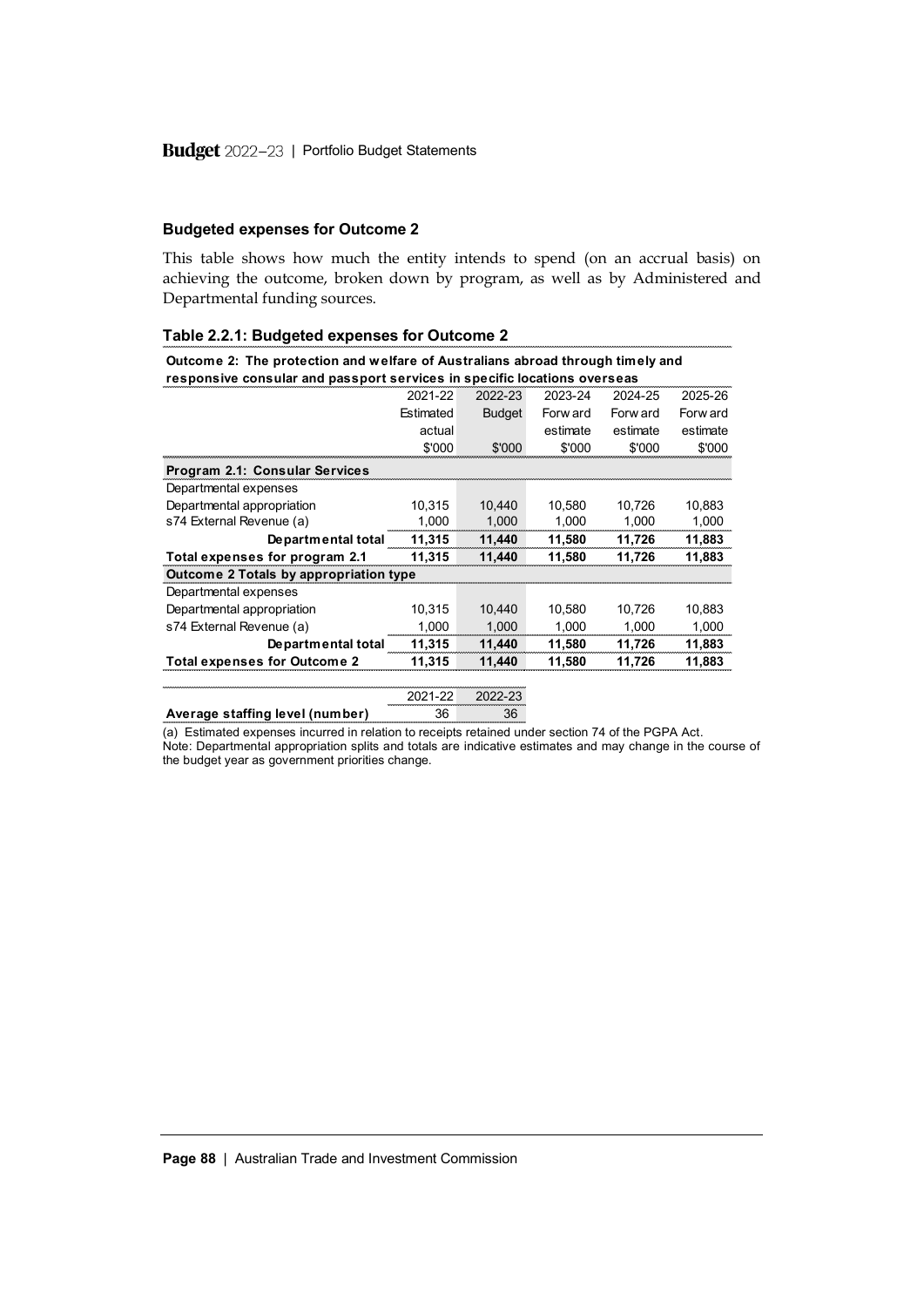### Budgeted expenses for Outcome 2

This table shows how much the entity intends to spend (on an accrual basis) on achieving the outcome, broken down by program, as well as by Administered and Departmental funding sources.

#### Table 2.2.1: Budgeted expenses for Outcome 2

**Outcome 2: The protection and welfare of Australians abroad through timely and responsive consular and passport services in specific locations overseas**

| | 2021-22 Estimated actual $'000 | 2022-23 Budget $'000 | 2023-24 Forward estimate $'000 | 2024-25 Forward estimate $'000 | 2025-26 Forward estimate $'000 |
|---|---|---|---|---|---|
| **Program 2.1: Consular Services** | | | | | |
| Departmental expenses | | | | | |
| Departmental appropriation | 10,315 | 10,440 | 10,580 | 10,726 | 10,883 |
| s74 External Revenue (a) | 1,000 | 1,000 | 1,000 | 1,000 | 1,000 |
| **Departmental total** | **11,315** | **11,440** | **11,580** | **11,726** | **11,883** |
| **Total expenses for program 2.1** | **11,315** | **11,440** | **11,580** | **11,726** | **11,883** |
| **Outcome 2 Totals by appropriation type** | | | | | |
| Departmental expenses | | | | | |
| Departmental appropriation | 10,315 | 10,440 | 10,580 | 10,726 | 10,883 |
| s74 External Revenue (a) | 1,000 | 1,000 | 1,000 | 1,000 | 1,000 |
| **Departmental total** | **11,315** | **11,440** | **11,580** | **11,726** | **11,883** |
| **Total expenses for Outcome 2** | **11,315** | **11,440** | **11,580** | **11,726** | **11,883** |

| | 2021-22 | 2022-23 |
|---|---|---|
| **Average staffing level (number)** | 36 | 36 |

(a) Estimated expenses incurred in relation to receipts retained under section 74 of the PGPA Act.

Note: Departmental appropriation splits and totals are indicative estimates and may change in the course of the budget year as government priorities change.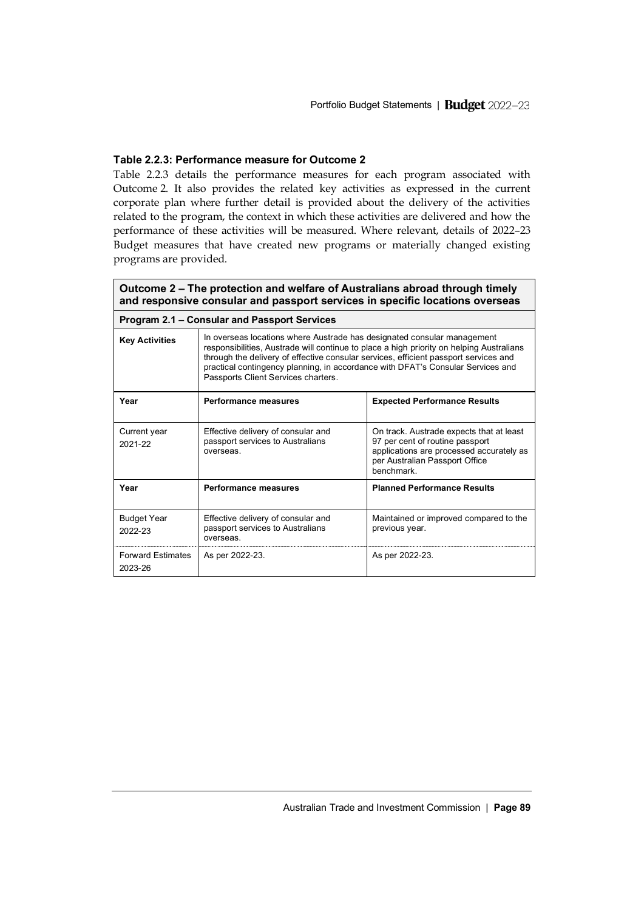### Table 2.2.3: Performance measure for Outcome 2

Table 2.2.3 details the performance measures for each program associated with Outcome 2. It also provides the related key activities as expressed in the current corporate plan where further detail is provided about the delivery of the activities related to the program, the context in which these activities are delivered and how the performance of these activities will be measured. Where relevant, details of 2022–23 Budget measures that have created new programs or materially changed existing programs are provided.

| **Outcome 2 – The protection and welfare of Australians abroad through timely and responsive consular and passport services in specific locations overseas** | | |
|---|---|---|
| **Program 2.1 – Consular and Passport Services** | | |
| **Key Activities** | In overseas locations where Austrade has designated consular management responsibilities, Austrade will continue to place a high priority on helping Australians through the delivery of effective consular services, efficient passport services and practical contingency planning, in accordance with DFAT's Consular Services and Passports Client Services charters. | |
| **Year** | **Performance measures** | **Expected Performance Results** |
| Current year 2021-22 | Effective delivery of consular and passport services to Australians overseas. | On track. Austrade expects that at least 97 per cent of routine passport applications are processed accurately as per Australian Passport Office benchmark. |
| **Year** | **Performance measures** | **Planned Performance Results** |
| Budget Year 2022-23 | Effective delivery of consular and passport services to Australians overseas. | Maintained or improved compared to the previous year. |
| Forward Estimates 2023-26 | As per 2022-23. | As per 2022-23. |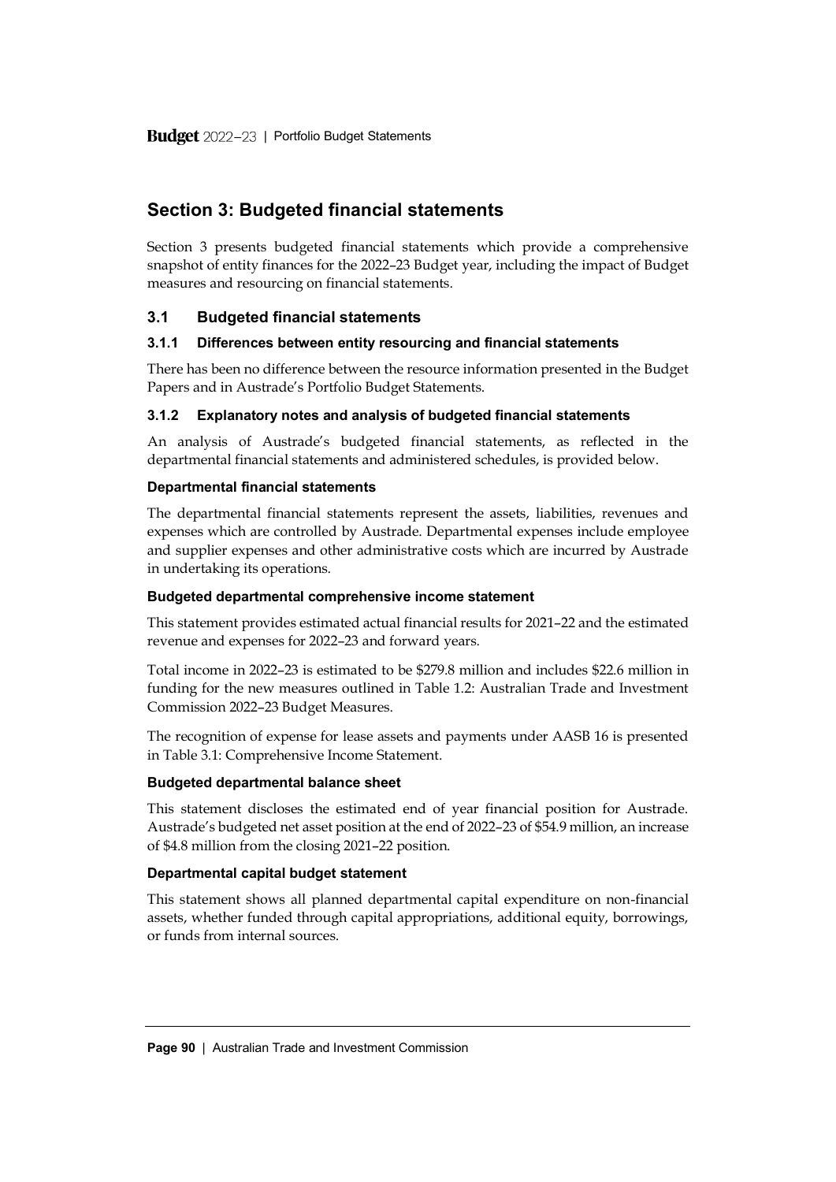## Section 3: Budgeted financial statements

Section 3 presents budgeted financial statements which provide a comprehensive snapshot of entity finances for the 2022–23 Budget year, including the impact of Budget measures and resourcing on financial statements.

### 3.1 Budgeted financial statements

#### 3.1.1 Differences between entity resourcing and financial statements

There has been no difference between the resource information presented in the Budget Papers and in Austrade's Portfolio Budget Statements.

#### 3.1.2 Explanatory notes and analysis of budgeted financial statements

An analysis of Austrade's budgeted financial statements, as reflected in the departmental financial statements and administered schedules, is provided below.

**Departmental financial statements**

The departmental financial statements represent the assets, liabilities, revenues and expenses which are controlled by Austrade. Departmental expenses include employee and supplier expenses and other administrative costs which are incurred by Austrade in undertaking its operations.

**Budgeted departmental comprehensive income statement**

This statement provides estimated actual financial results for 2021–22 and the estimated revenue and expenses for 2022–23 and forward years.

Total income in 2022–23 is estimated to be $279.8 million and includes $22.6 million in funding for the new measures outlined in Table 1.2: Australian Trade and Investment Commission 2022–23 Budget Measures.

The recognition of expense for lease assets and payments under AASB 16 is presented in Table 3.1: Comprehensive Income Statement.

**Budgeted departmental balance sheet**

This statement discloses the estimated end of year financial position for Austrade. Austrade's budgeted net asset position at the end of 2022–23 of $54.9 million, an increase of $4.8 million from the closing 2021–22 position.

**Departmental capital budget statement**

This statement shows all planned departmental capital expenditure on non-financial assets, whether funded through capital appropriations, additional equity, borrowings, or funds from internal sources.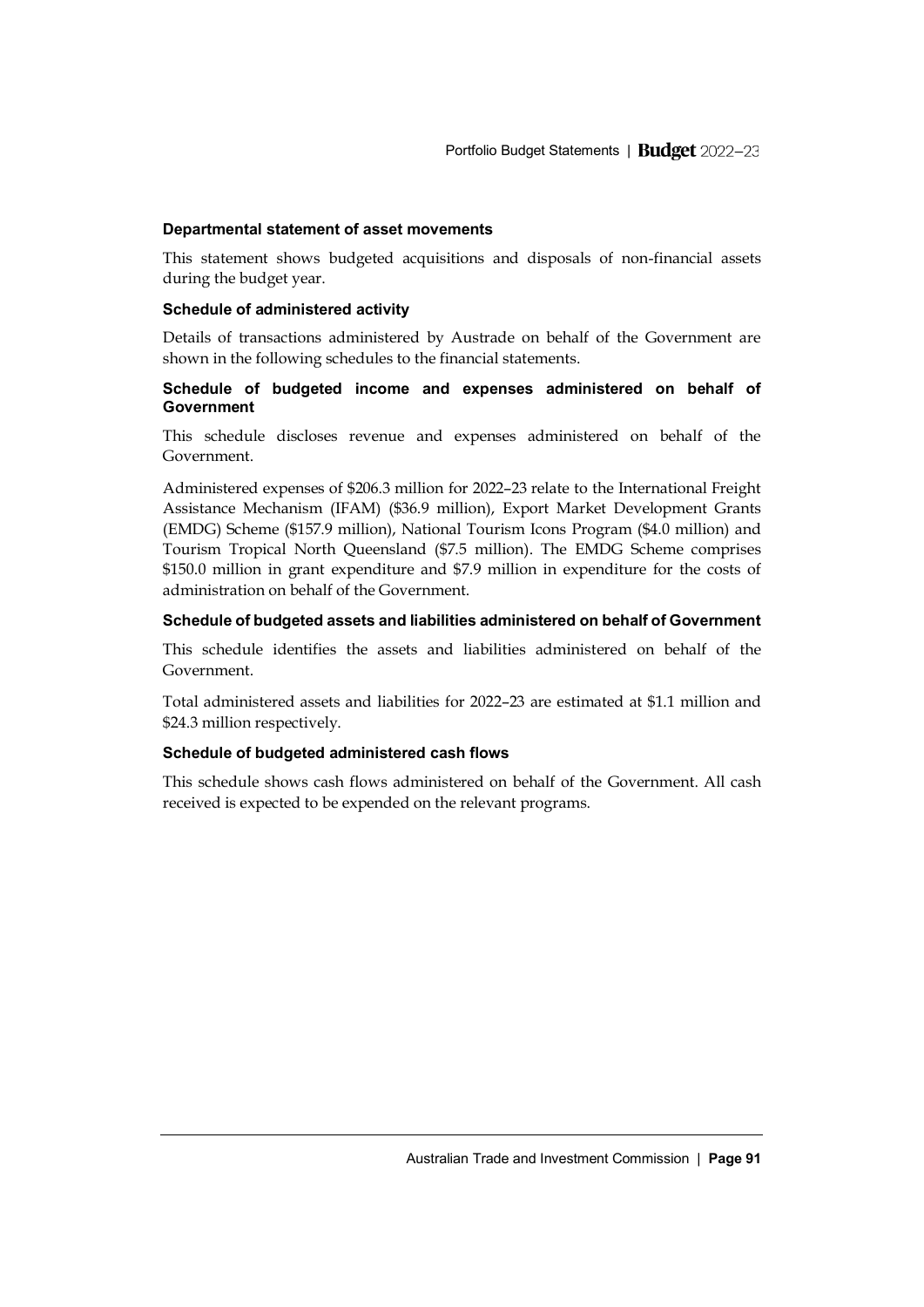#### Departmental statement of asset movements

This statement shows budgeted acquisitions and disposals of non-financial assets during the budget year.

#### Schedule of administered activity

Details of transactions administered by Austrade on behalf of the Government are shown in the following schedules to the financial statements.

#### Schedule of budgeted income and expenses administered on behalf of Government

This schedule discloses revenue and expenses administered on behalf of the Government.

Administered expenses of $206.3 million for 2022–23 relate to the International Freight Assistance Mechanism (IFAM) ($36.9 million), Export Market Development Grants (EMDG) Scheme ($157.9 million), National Tourism Icons Program ($4.0 million) and Tourism Tropical North Queensland ($7.5 million). The EMDG Scheme comprises $150.0 million in grant expenditure and $7.9 million in expenditure for the costs of administration on behalf of the Government.

#### Schedule of budgeted assets and liabilities administered on behalf of Government

This schedule identifies the assets and liabilities administered on behalf of the Government.

Total administered assets and liabilities for 2022–23 are estimated at $1.1 million and $24.3 million respectively.

#### Schedule of budgeted administered cash flows

This schedule shows cash flows administered on behalf of the Government. All cash received is expected to be expended on the relevant programs.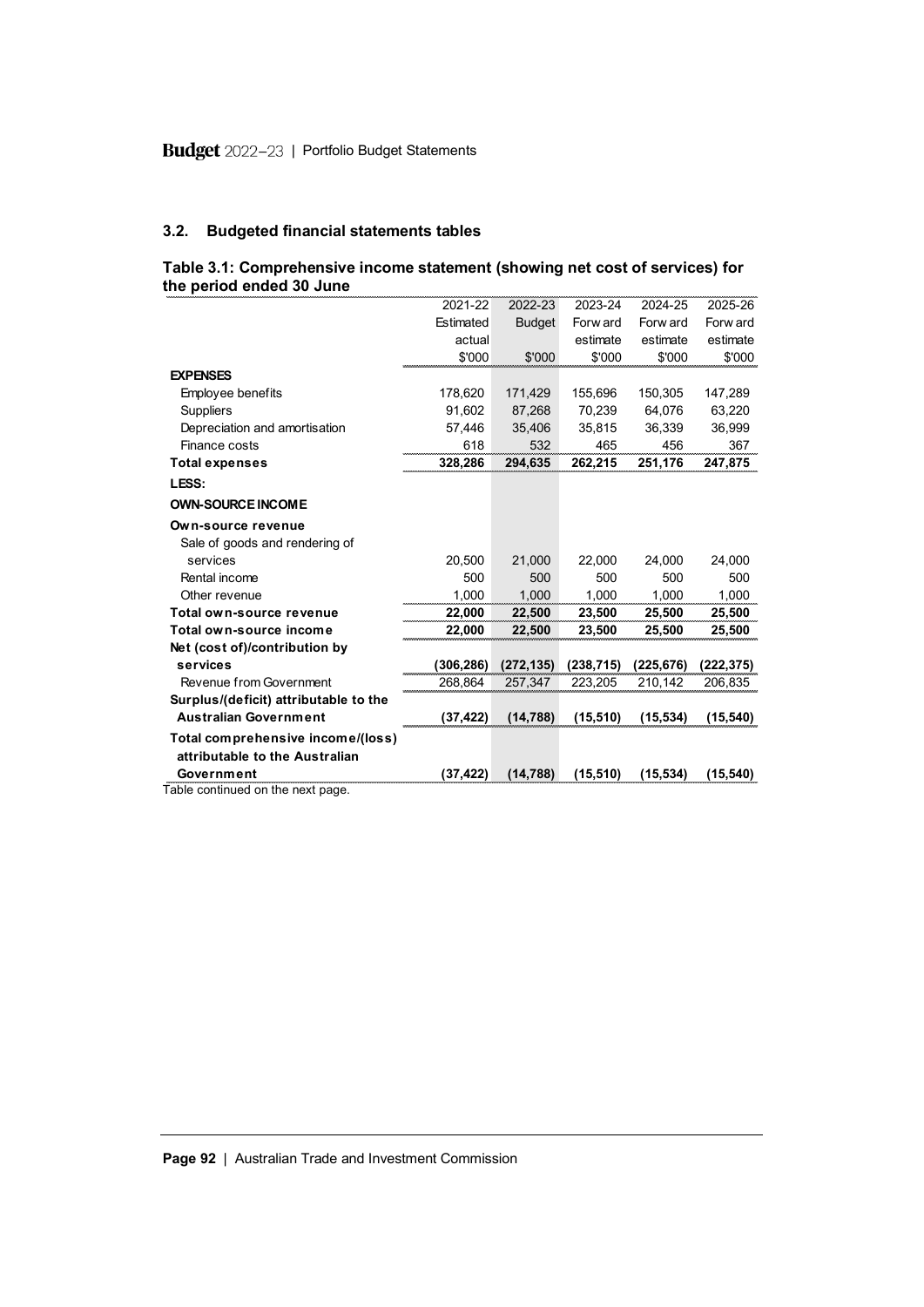### 3.2. Budgeted financial statements tables

**Table 3.1: Comprehensive income statement (showing net cost of services) for the period ended 30 June**

| | 2021-22 Estimated actual $'000 | 2022-23 Budget $'000 | 2023-24 Forward estimate $'000 | 2024-25 Forward estimate $'000 | 2025-26 Forward estimate $'000 |
|---|---|---|---|---|---|
| **EXPENSES** | | | | | |
| Employee benefits | 178,620 | 171,429 | 155,696 | 150,305 | 147,289 |
| Suppliers | 91,602 | 87,268 | 70,239 | 64,076 | 63,220 |
| Depreciation and amortisation | 57,446 | 35,406 | 35,815 | 36,339 | 36,999 |
| Finance costs | 618 | 532 | 465 | 456 | 367 |
| **Total expenses** | **328,286** | **294,635** | **262,215** | **251,176** | **247,875** |
| **LESS:** | | | | | |
| **OWN-SOURCE INCOME** | | | | | |
| **Own-source revenue** | | | | | |
| Sale of goods and rendering of services | 20,500 | 21,000 | 22,000 | 24,000 | 24,000 |
| Rental income | 500 | 500 | 500 | 500 | 500 |
| Other revenue | 1,000 | 1,000 | 1,000 | 1,000 | 1,000 |
| **Total own-source revenue** | **22,000** | **22,500** | **23,500** | **25,500** | **25,500** |
| **Total own-source income** | **22,000** | **22,500** | **23,500** | **25,500** | **25,500** |
| **Net (cost of)/contribution by services** | **(306,286)** | **(272,135)** | **(238,715)** | **(225,676)** | **(222,375)** |
| Revenue from Government | 268,864 | 257,347 | 223,205 | 210,142 | 206,835 |
| **Surplus/(deficit) attributable to the Australian Government** | **(37,422)** | **(14,788)** | **(15,510)** | **(15,534)** | **(15,540)** |
| **Total comprehensive income/(loss) attributable to the Australian Government** | **(37,422)** | **(14,788)** | **(15,510)** | **(15,534)** | **(15,540)** |

Table continued on the next page.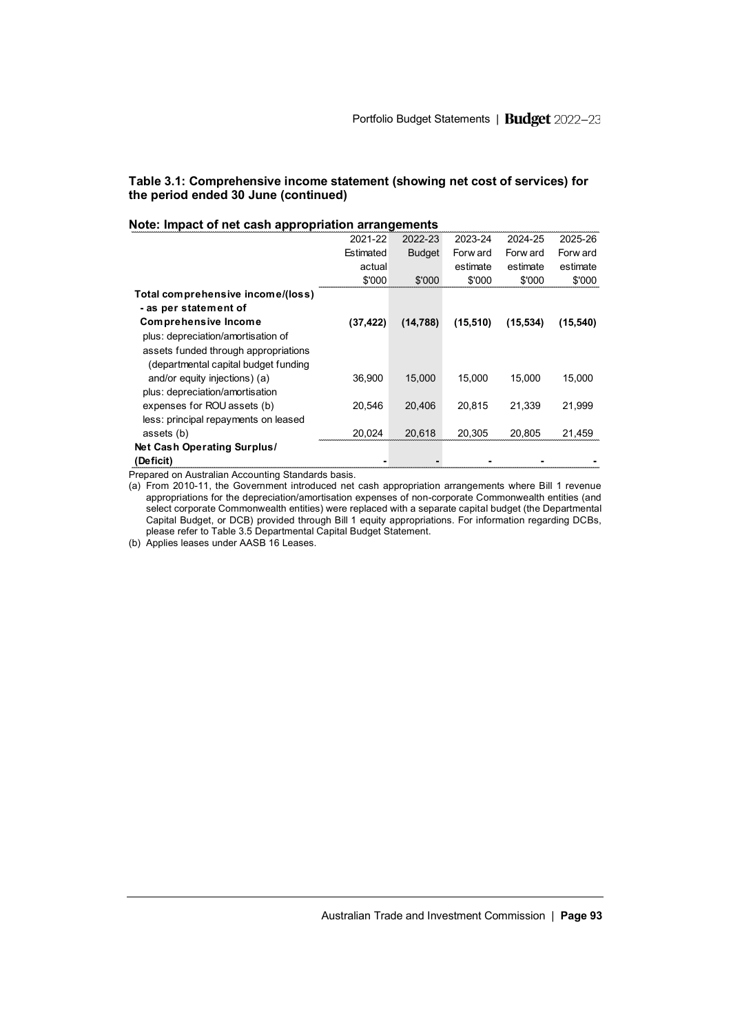### Table 3.1: Comprehensive income statement (showing net cost of services) for the period ended 30 June (continued)

**Note: Impact of net cash appropriation arrangements**

| | 2021-22 Estimated actual $'000 | 2022-23 Budget $'000 | 2023-24 Forward estimate $'000 | 2024-25 Forward estimate $'000 | 2025-26 Forward estimate $'000 |
|---|---|---|---|---|---|
| **Total comprehensive income/(loss) - as per statement of Comprehensive Income** | **(37,422)** | **(14,788)** | **(15,510)** | **(15,534)** | **(15,540)** |
| plus: depreciation/amortisation of assets funded through appropriations (departmental capital budget funding and/or equity injections) (a) | 36,900 | 15,000 | 15,000 | 15,000 | 15,000 |
| plus: depreciation/amortisation expenses for ROU assets (b) | 20,546 | 20,406 | 20,815 | 21,339 | 21,999 |
| less: principal repayments on leased assets (b) | 20,024 | 20,618 | 20,305 | 20,805 | 21,459 |
| **Net Cash Operating Surplus/ (Deficit)** | - | - | - | - | - |

Prepared on Australian Accounting Standards basis.

(a) From 2010-11, the Government introduced net cash appropriation arrangements where Bill 1 revenue appropriations for the depreciation/amortisation expenses of non-corporate Commonwealth entities (and select corporate Commonwealth entities) were replaced with a separate capital budget (the Departmental Capital Budget, or DCB) provided through Bill 1 equity appropriations. For information regarding DCBs, please refer to Table 3.5 Departmental Capital Budget Statement.

(b) Applies leases under AASB 16 Leases.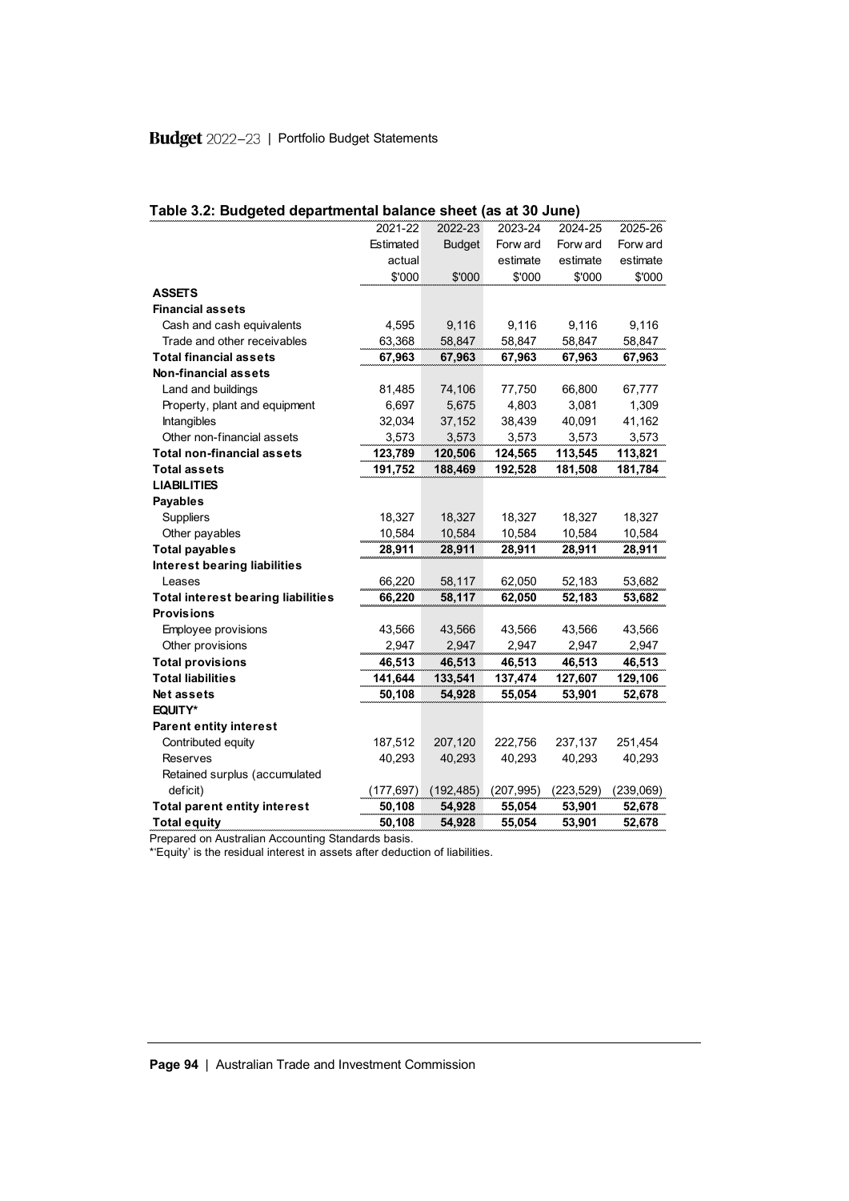## Table 3.2: Budgeted departmental balance sheet (as at 30 June)

| | 2021-22 Estimated actual $'000 | 2022-23 Budget $'000 | 2023-24 Forward estimate $'000 | 2024-25 Forward estimate $'000 | 2025-26 Forward estimate $'000 |
|---|---|---|---|---|---|
| **ASSETS** | | | | | |
| **Financial assets** | | | | | |
| Cash and cash equivalents | 4,595 | 9,116 | 9,116 | 9,116 | 9,116 |
| Trade and other receivables | 63,368 | 58,847 | 58,847 | 58,847 | 58,847 |
| **Total financial assets** | **67,963** | **67,963** | **67,963** | **67,963** | **67,963** |
| **Non-financial assets** | | | | | |
| Land and buildings | 81,485 | 74,106 | 77,750 | 66,800 | 67,777 |
| Property, plant and equipment | 6,697 | 5,675 | 4,803 | 3,081 | 1,309 |
| Intangibles | 32,034 | 37,152 | 38,439 | 40,091 | 41,162 |
| Other non-financial assets | 3,573 | 3,573 | 3,573 | 3,573 | 3,573 |
| **Total non-financial assets** | **123,789** | **120,506** | **124,565** | **113,545** | **113,821** |
| **Total assets** | **191,752** | **188,469** | **192,528** | **181,508** | **181,784** |
| **LIABILITIES** | | | | | |
| **Payables** | | | | | |
| Suppliers | 18,327 | 18,327 | 18,327 | 18,327 | 18,327 |
| Other payables | 10,584 | 10,584 | 10,584 | 10,584 | 10,584 |
| **Total payables** | **28,911** | **28,911** | **28,911** | **28,911** | **28,911** |
| **Interest bearing liabilities** | | | | | |
| Leases | 66,220 | 58,117 | 62,050 | 52,183 | 53,682 |
| **Total interest bearing liabilities** | **66,220** | **58,117** | **62,050** | **52,183** | **53,682** |
| **Provisions** | | | | | |
| Employee provisions | 43,566 | 43,566 | 43,566 | 43,566 | 43,566 |
| Other provisions | 2,947 | 2,947 | 2,947 | 2,947 | 2,947 |
| **Total provisions** | **46,513** | **46,513** | **46,513** | **46,513** | **46,513** |
| **Total liabilities** | **141,644** | **133,541** | **137,474** | **127,607** | **129,106** |
| **Net assets** | **50,108** | **54,928** | **55,054** | **53,901** | **52,678** |
| **EQUITY*** | | | | | |
| **Parent entity interest** | | | | | |
| Contributed equity | 187,512 | 207,120 | 222,756 | 237,137 | 251,454 |
| Reserves | 40,293 | 40,293 | 40,293 | 40,293 | 40,293 |
| Retained surplus (accumulated deficit) | (177,697) | (192,485) | (207,995) | (223,529) | (239,069) |
| **Total parent entity interest** | **50,108** | **54,928** | **55,054** | **53,901** | **52,678** |
| **Total equity** | **50,108** | **54,928** | **55,054** | **53,901** | **52,678** |

Prepared on Australian Accounting Standards basis.

*'Equity' is the residual interest in assets after deduction of liabilities.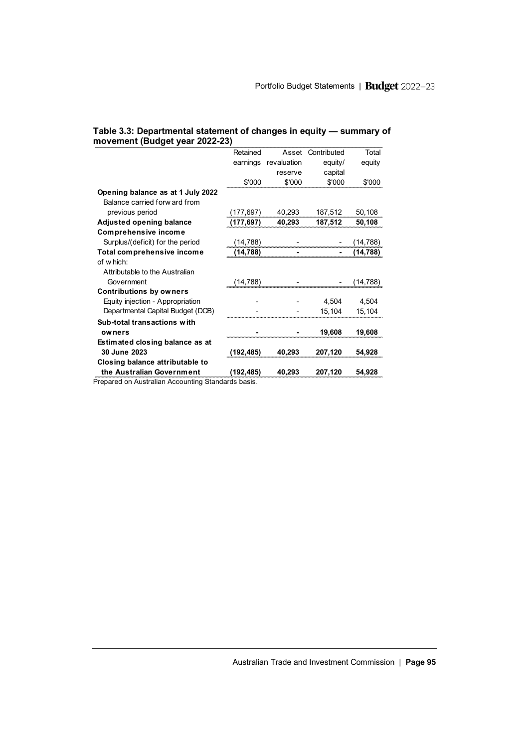### Table 3.3: Departmental statement of changes in equity — summary of movement (Budget year 2022-23)

| | Retained earnings | Asset revaluation reserve | Contributed equity/ capital | Total equity |
|---|---|---|---|---|
| | $'000 | $'000 | $'000 | $'000 |
| **Opening balance as at 1 July 2022** | | | | |
| Balance carried forward from previous period | (177,697) | 40,293 | 187,512 | 50,108 |
| **Adjusted opening balance** | **(177,697)** | **40,293** | **187,512** | **50,108** |
| **Comprehensive income** | | | | |
| Surplus/(deficit) for the period | (14,788) | - | - | (14,788) |
| **Total comprehensive income** | **(14,788)** | **-** | **-** | **(14,788)** |
| of which: | | | | |
| Attributable to the Australian Government | (14,788) | - | - | (14,788) |
| **Contributions by owners** | | | | |
| Equity injection - Appropriation | - | - | 4,504 | 4,504 |
| Departmental Capital Budget (DCB) | - | - | 15,104 | 15,104 |
| **Sub-total transactions with owners** | **-** | **-** | **19,608** | **19,608** |
| **Estimated closing balance as at 30 June 2023** | **(192,485)** | **40,293** | **207,120** | **54,928** |
| **Closing balance attributable to the Australian Government** | **(192,485)** | **40,293** | **207,120** | **54,928** |

Prepared on Australian Accounting Standards basis.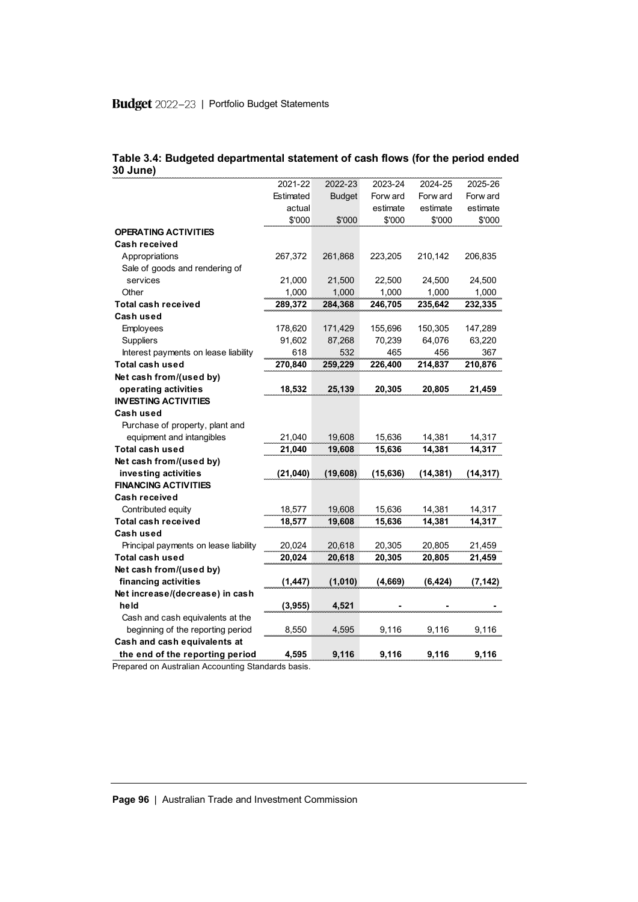**Table 3.4: Budgeted departmental statement of cash flows (for the period ended 30 June)**

| | 2021-22 Estimated actual $'000 | 2022-23 Budget $'000 | 2023-24 Forward estimate $'000 | 2024-25 Forward estimate $'000 | 2025-26 Forward estimate $'000 |
|---|---|---|---|---|---|
| **OPERATING ACTIVITIES** | | | | | |
| **Cash received** | | | | | |
| Appropriations | 267,372 | 261,868 | 223,205 | 210,142 | 206,835 |
| Sale of goods and rendering of services | 21,000 | 21,500 | 22,500 | 24,500 | 24,500 |
| Other | 1,000 | 1,000 | 1,000 | 1,000 | 1,000 |
| **Total cash received** | **289,372** | **284,368** | **246,705** | **235,642** | **232,335** |
| **Cash used** | | | | | |
| Employees | 178,620 | 171,429 | 155,696 | 150,305 | 147,289 |
| Suppliers | 91,602 | 87,268 | 70,239 | 64,076 | 63,220 |
| Interest payments on lease liability | 618 | 532 | 465 | 456 | 367 |
| **Total cash used** | **270,840** | **259,229** | **226,400** | **214,837** | **210,876** |
| **Net cash from/(used by) operating activities** | **18,532** | **25,139** | **20,305** | **20,805** | **21,459** |
| **INVESTING ACTIVITIES** | | | | | |
| **Cash used** | | | | | |
| Purchase of property, plant and equipment and intangibles | 21,040 | 19,608 | 15,636 | 14,381 | 14,317 |
| **Total cash used** | **21,040** | **19,608** | **15,636** | **14,381** | **14,317** |
| **Net cash from/(used by) investing activities** | **(21,040)** | **(19,608)** | **(15,636)** | **(14,381)** | **(14,317)** |
| **FINANCING ACTIVITIES** | | | | | |
| **Cash received** | | | | | |
| Contributed equity | 18,577 | 19,608 | 15,636 | 14,381 | 14,317 |
| **Total cash received** | **18,577** | **19,608** | **15,636** | **14,381** | **14,317** |
| **Cash used** | | | | | |
| Principal payments on lease liability | 20,024 | 20,618 | 20,305 | 20,805 | 21,459 |
| **Total cash used** | **20,024** | **20,618** | **20,305** | **20,805** | **21,459** |
| **Net cash from/(used by) financing activities** | **(1,447)** | **(1,010)** | **(4,669)** | **(6,424)** | **(7,142)** |
| **Net increase/(decrease) in cash held** | **(3,955)** | **4,521** | **-** | **-** | **-** |
| Cash and cash equivalents at the beginning of the reporting period | 8,550 | 4,595 | 9,116 | 9,116 | 9,116 |
| **Cash and cash equivalents at the end of the reporting period** | **4,595** | **9,116** | **9,116** | **9,116** | **9,116** |

Prepared on Australian Accounting Standards basis.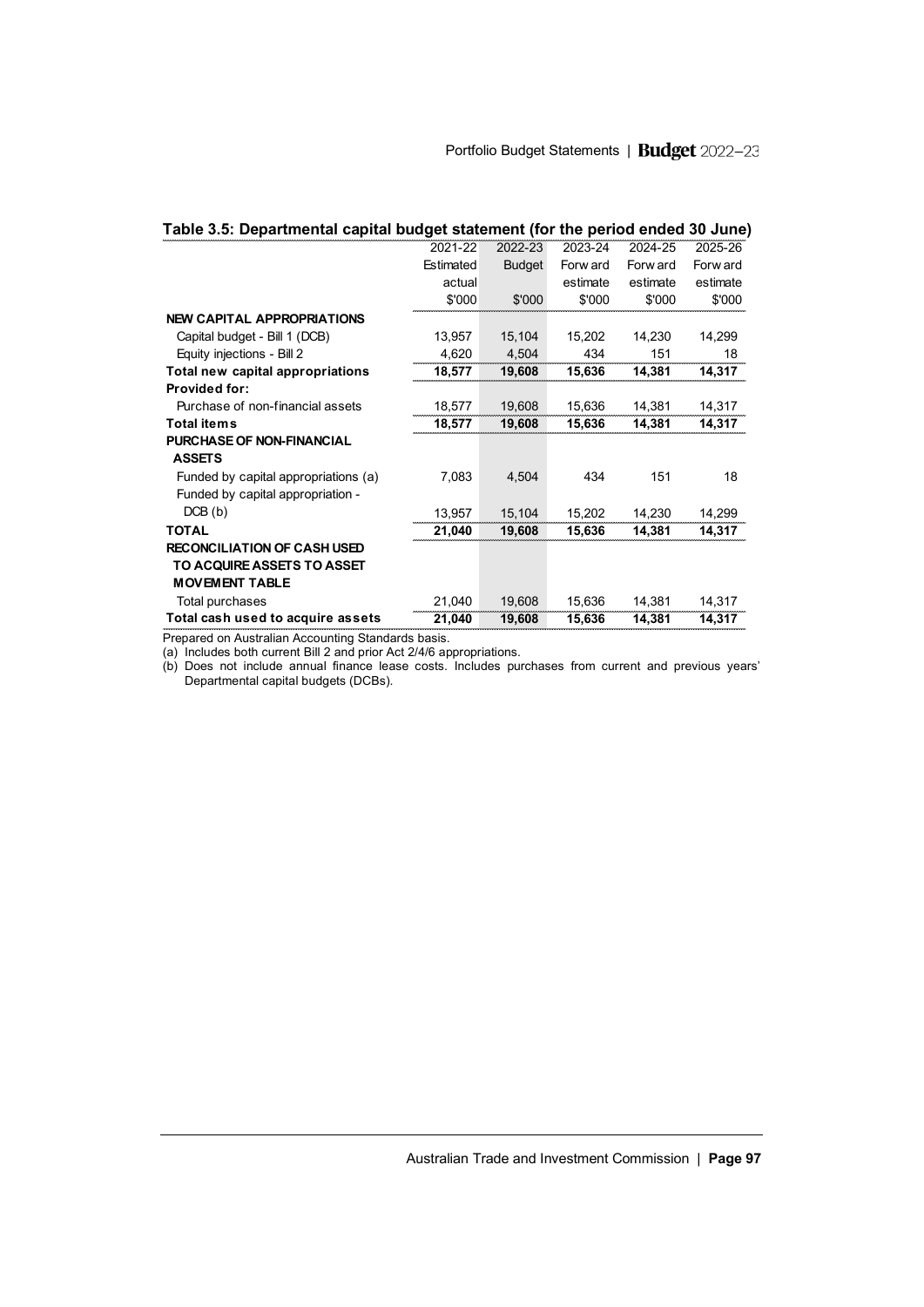### Table 3.5: Departmental capital budget statement (for the period ended 30 June)

| | 2021-22 Estimated actual $'000 | 2022-23 Budget $'000 | 2023-24 Forward estimate $'000 | 2024-25 Forward estimate $'000 | 2025-26 Forward estimate $'000 |
|---|---|---|---|---|---|
| **NEW CAPITAL APPROPRIATIONS** | | | | | |
| Capital budget - Bill 1 (DCB) | 13,957 | 15,104 | 15,202 | 14,230 | 14,299 |
| Equity injections - Bill 2 | 4,620 | 4,504 | 434 | 151 | 18 |
| **Total new capital appropriations** | **18,577** | **19,608** | **15,636** | **14,381** | **14,317** |
| **Provided for:** | | | | | |
| Purchase of non-financial assets | 18,577 | 19,608 | 15,636 | 14,381 | 14,317 |
| **Total items** | **18,577** | **19,608** | **15,636** | **14,381** | **14,317** |
| **PURCHASE OF NON-FINANCIAL ASSETS** | | | | | |
| Funded by capital appropriations (a) | 7,083 | 4,504 | 434 | 151 | 18 |
| Funded by capital appropriation - DCB (b) | 13,957 | 15,104 | 15,202 | 14,230 | 14,299 |
| **TOTAL** | **21,040** | **19,608** | **15,636** | **14,381** | **14,317** |
| **RECONCILIATION OF CASH USED TO ACQUIRE ASSETS TO ASSET MOVEMENT TABLE** | | | | | |
| Total purchases | 21,040 | 19,608 | 15,636 | 14,381 | 14,317 |
| **Total cash used to acquire assets** | **21,040** | **19,608** | **15,636** | **14,381** | **14,317** |

Prepared on Australian Accounting Standards basis.

(a) Includes both current Bill 2 and prior Act 2/4/6 appropriations.

(b) Does not include annual finance lease costs. Includes purchases from current and previous years' Departmental capital budgets (DCBs).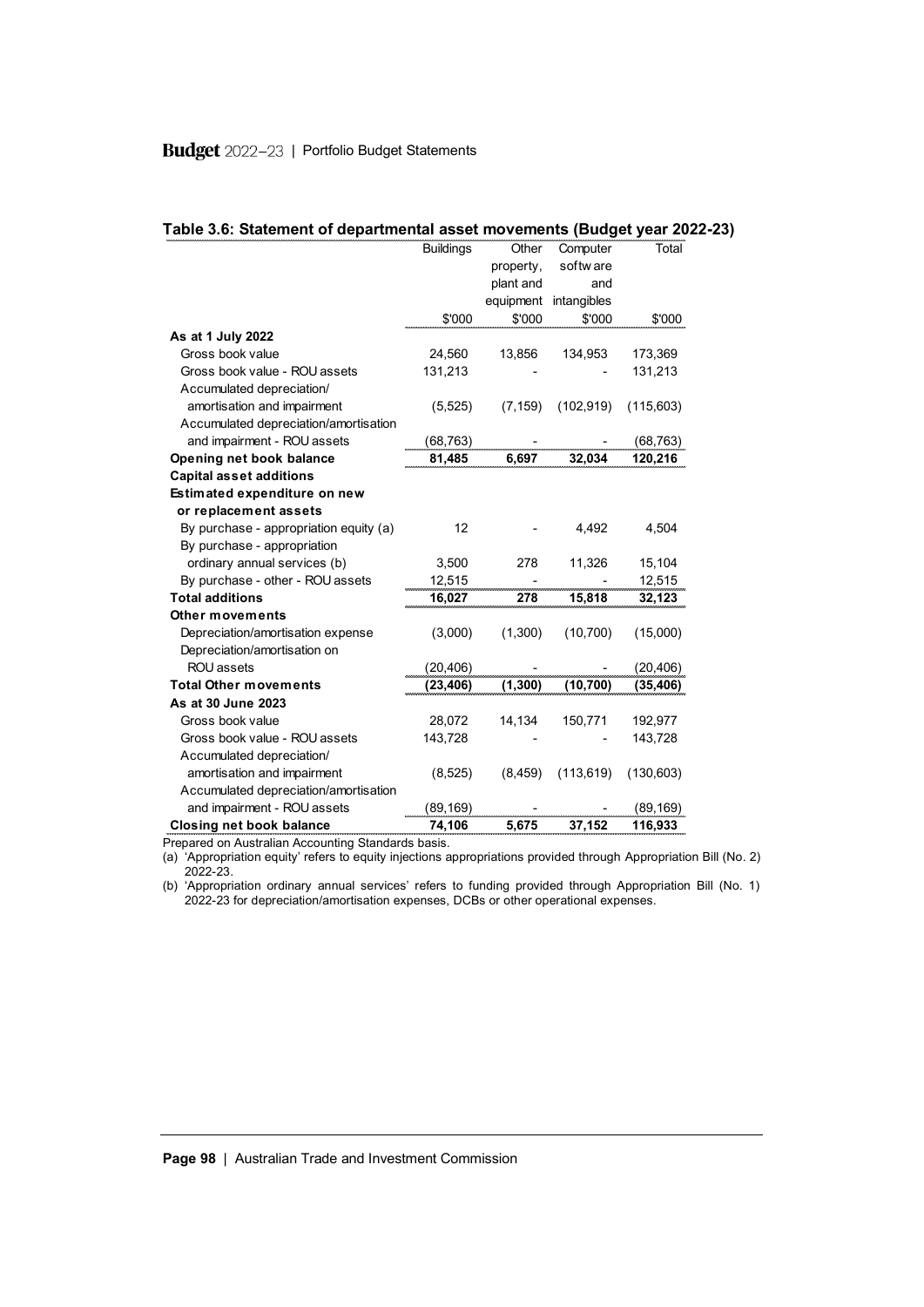**Table 3.6: Statement of departmental asset movements (Budget year 2022-23)**

| | Buildings | Other property, plant and equipment | Computer software and intangibles | Total |
|---|---|---|---|---|
| | $'000 | $'000 | $'000 | $'000 |
| **As at 1 July 2022** | | | | |
| Gross book value | 24,560 | 13,856 | 134,953 | 173,369 |
| Gross book value - ROU assets | 131,213 | - | - | 131,213 |
| Accumulated depreciation/ amortisation and impairment | (5,525) | (7,159) | (102,919) | (115,603) |
| Accumulated depreciation/amortisation and impairment - ROU assets | (68,763) | - | - | (68,763) |
| **Opening net book balance** | **81,485** | **6,697** | **32,034** | **120,216** |
| **Capital asset additions** | | | | |
| **Estimated expenditure on new or replacement assets** | | | | |
| By purchase - appropriation equity (a) | 12 | - | 4,492 | 4,504 |
| By purchase - appropriation ordinary annual services (b) | 3,500 | 278 | 11,326 | 15,104 |
| By purchase - other - ROU assets | 12,515 | - | - | 12,515 |
| **Total additions** | **16,027** | **278** | **15,818** | **32,123** |
| **Other movements** | | | | |
| Depreciation/amortisation expense | (3,000) | (1,300) | (10,700) | (15,000) |
| Depreciation/amortisation on ROU assets | (20,406) | - | - | (20,406) |
| **Total Other movements** | **(23,406)** | **(1,300)** | **(10,700)** | **(35,406)** |
| **As at 30 June 2023** | | | | |
| Gross book value | 28,072 | 14,134 | 150,771 | 192,977 |
| Gross book value - ROU assets | 143,728 | - | - | 143,728 |
| Accumulated depreciation/ amortisation and impairment | (8,525) | (8,459) | (113,619) | (130,603) |
| Accumulated depreciation/amortisation and impairment - ROU assets | (89,169) | - | - | (89,169) |
| **Closing net book balance** | **74,106** | **5,675** | **37,152** | **116,933** |

Prepared on Australian Accounting Standards basis.

(a) 'Appropriation equity' refers to equity injections appropriations provided through Appropriation Bill (No. 2) 2022-23.

(b) 'Appropriation ordinary annual services' refers to funding provided through Appropriation Bill (No. 1) 2022-23 for depreciation/amortisation expenses, DCBs or other operational expenses.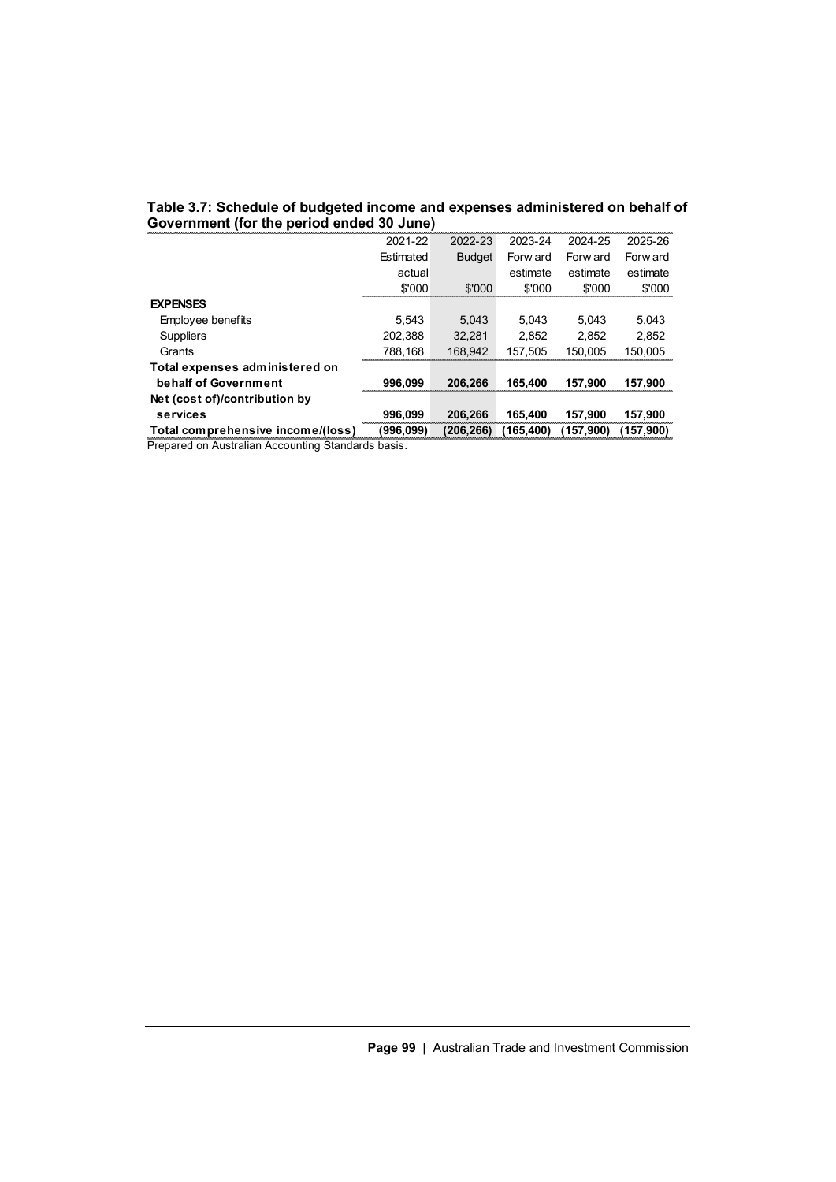**Table 3.7: Schedule of budgeted income and expenses administered on behalf of Government (for the period ended 30 June)**

| | 2021-22 Estimated actual $'000 | 2022-23 Budget $'000 | 2023-24 Forward estimate $'000 | 2024-25 Forward estimate $'000 | 2025-26 Forward estimate $'000 |
|---|---|---|---|---|---|
| **EXPENSES** | | | | | |
| Employee benefits | 5,543 | 5,043 | 5,043 | 5,043 | 5,043 |
| Suppliers | 202,388 | 32,281 | 2,852 | 2,852 | 2,852 |
| Grants | 788,168 | 168,942 | 157,505 | 150,005 | 150,005 |
| **Total expenses administered on behalf of Government** | **996,099** | **206,266** | **165,400** | **157,900** | **157,900** |
| **Net (cost of)/contribution by services** | **996,099** | **206,266** | **165,400** | **157,900** | **157,900** |
| **Total comprehensive income/(loss)** | **(996,099)** | **(206,266)** | **(165,400)** | **(157,900)** | **(157,900)** |

Prepared on Australian Accounting Standards basis.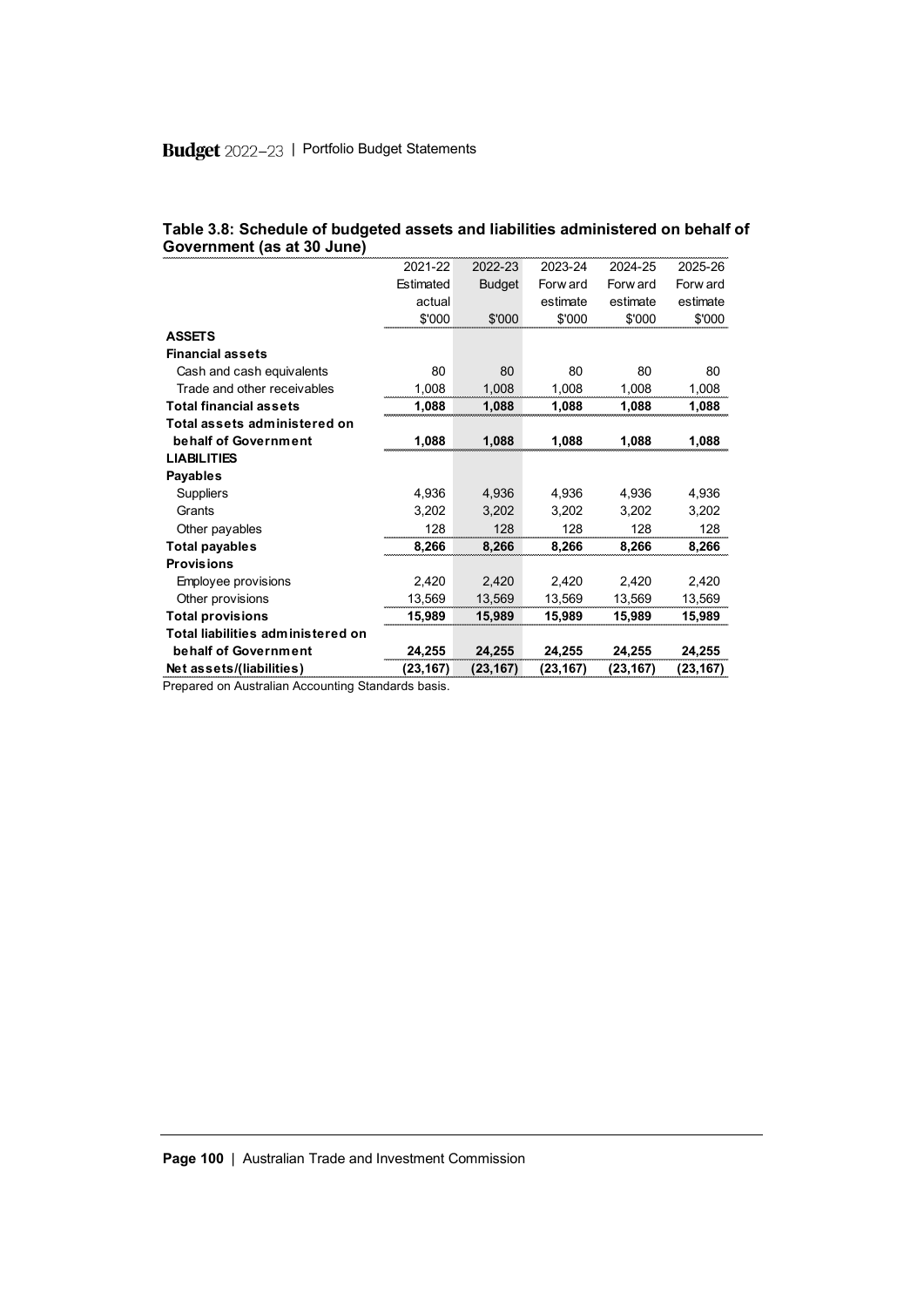**Table 3.8: Schedule of budgeted assets and liabilities administered on behalf of Government (as at 30 June)**

| | 2021-22 Estimated actual $'000 | 2022-23 Budget $'000 | 2023-24 Forward estimate $'000 | 2024-25 Forward estimate $'000 | 2025-26 Forward estimate $'000 |
|---|---|---|---|---|---|
| **ASSETS** | | | | | |
| **Financial assets** | | | | | |
| Cash and cash equivalents | 80 | 80 | 80 | 80 | 80 |
| Trade and other receivables | 1,008 | 1,008 | 1,008 | 1,008 | 1,008 |
| **Total financial assets** | **1,088** | **1,088** | **1,088** | **1,088** | **1,088** |
| **Total assets administered on behalf of Government** | **1,088** | **1,088** | **1,088** | **1,088** | **1,088** |
| **LIABILITIES** | | | | | |
| **Payables** | | | | | |
| Suppliers | 4,936 | 4,936 | 4,936 | 4,936 | 4,936 |
| Grants | 3,202 | 3,202 | 3,202 | 3,202 | 3,202 |
| Other payables | 128 | 128 | 128 | 128 | 128 |
| **Total payables** | **8,266** | **8,266** | **8,266** | **8,266** | **8,266** |
| **Provisions** | | | | | |
| Employee provisions | 2,420 | 2,420 | 2,420 | 2,420 | 2,420 |
| Other provisions | 13,569 | 13,569 | 13,569 | 13,569 | 13,569 |
| **Total provisions** | **15,989** | **15,989** | **15,989** | **15,989** | **15,989** |
| **Total liabilities administered on behalf of Government** | **24,255** | **24,255** | **24,255** | **24,255** | **24,255** |
| **Net assets/(liabilities)** | **(23,167)** | **(23,167)** | **(23,167)** | **(23,167)** | **(23,167)** |

Prepared on Australian Accounting Standards basis.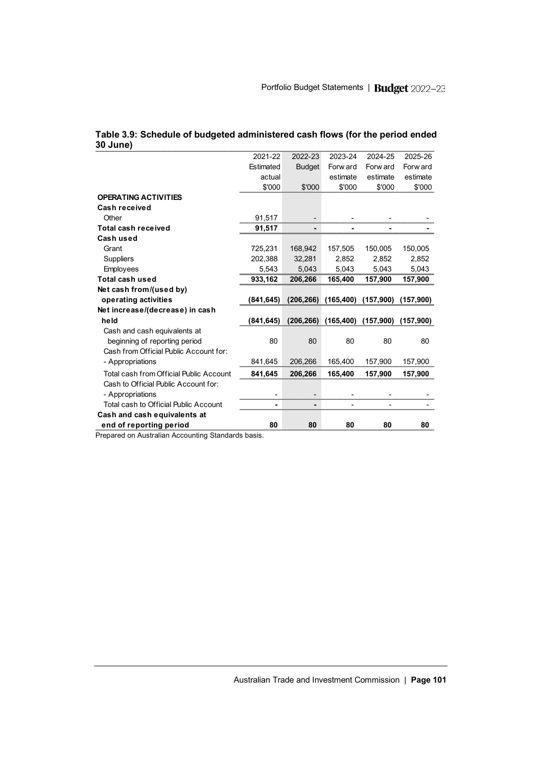**Table 3.9: Schedule of budgeted administered cash flows (for the period ended 30 June)**

| | 2021-22 Estimated actual $'000 | 2022-23 Budget $'000 | 2023-24 Forward estimate $'000 | 2024-25 Forward estimate $'000 | 2025-26 Forward estimate $'000 |
|---|---|---|---|---|---|
| **OPERATING ACTIVITIES** | | | | | |
| **Cash received** | | | | | |
| Other | 91,517 | - | - | - | - |
| **Total cash received** | **91,517** | **-** | **-** | **-** | **-** |
| **Cash used** | | | | | |
| Grant | 725,231 | 168,942 | 157,505 | 150,005 | 150,005 |
| Suppliers | 202,388 | 32,281 | 2,852 | 2,852 | 2,852 |
| Employees | 5,543 | 5,043 | 5,043 | 5,043 | 5,043 |
| **Total cash used** | **933,162** | **206,266** | **165,400** | **157,900** | **157,900** |
| **Net cash from/(used by) operating activities** | **(841,645)** | **(206,266)** | **(165,400)** | **(157,900)** | **(157,900)** |
| **Net increase/(decrease) in cash held** | **(841,645)** | **(206,266)** | **(165,400)** | **(157,900)** | **(157,900)** |
| Cash and cash equivalents at beginning of reporting period | 80 | 80 | 80 | 80 | 80 |
| Cash from Official Public Account for: | | | | | |
| - Appropriations | 841,645 | 206,266 | 165,400 | 157,900 | 157,900 |
| Total cash from Official Public Account | **841,645** | **206,266** | **165,400** | **157,900** | **157,900** |
| Cash to Official Public Account for: | | | | | |
| - Appropriations | - | - | - | - | - |
| Total cash to Official Public Account | **-** | **-** | - | - | - |
| **Cash and cash equivalents at end of reporting period** | **80** | **80** | **80** | **80** | **80** |

Prepared on Australian Accounting Standards basis.